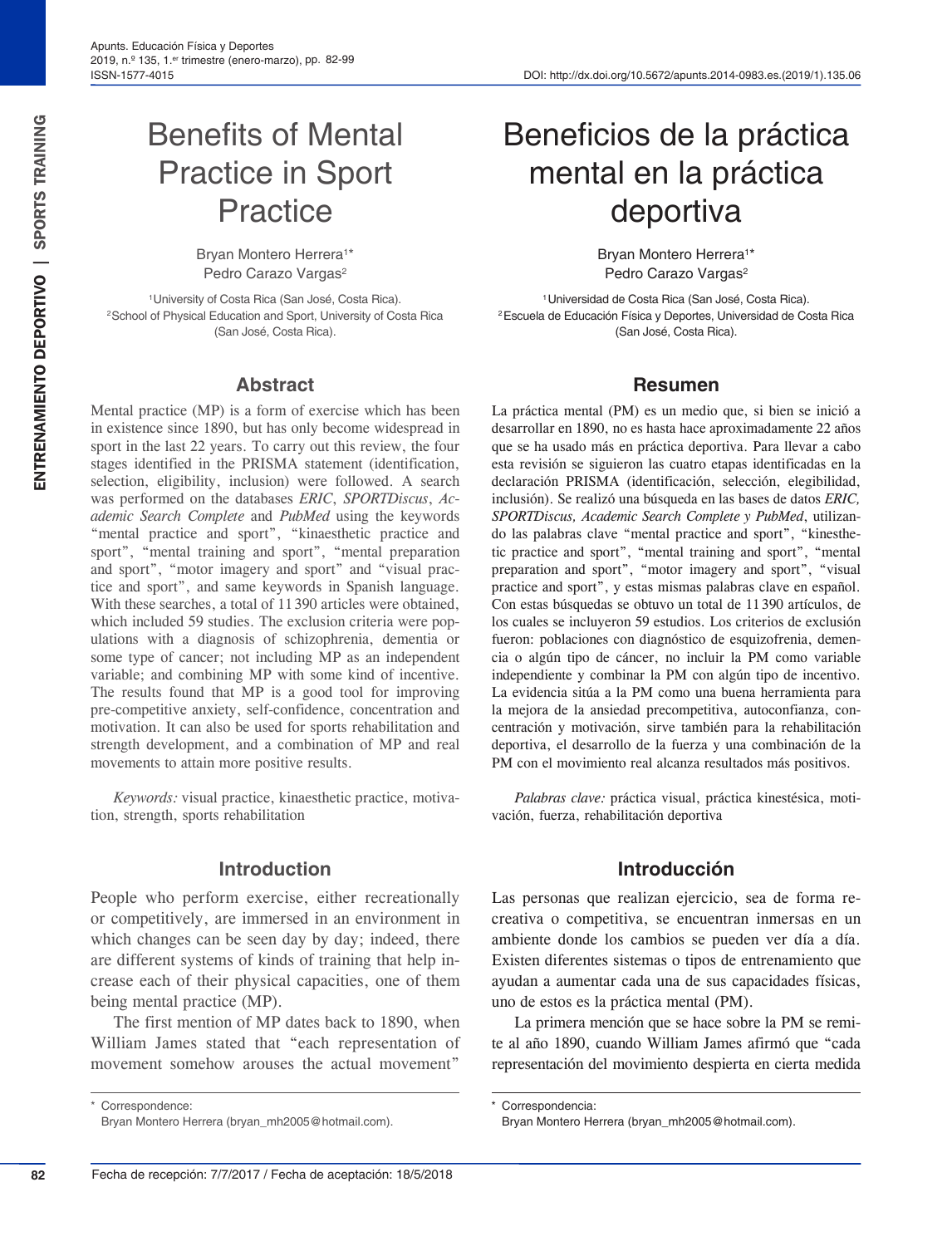# Benefits of Mental Practice in Sport Practice

Bryan Montero Herrera[1]*
Pedro Carazo Vargas[2]

[1]University of Costa Rica (San José, Costa Rica).
[2]School of Physical Education and Sport, University of Costa Rica (San José, Costa Rica).

## Abstract

Mental practice (MP) is a form of exercise which has been in existence since 1890, but has only become widespread in sport in the last 22 years. To carry out this review, the four stages identified in the PRISMA statement (identification, selection, eligibility, inclusion) were followed. A search was performed on the databases *ERIC*, *SPORTDiscus*, *Academic Search Complete* and *PubMed* using the keywords "mental practice and sport", "kinaesthetic practice and sport", "mental training and sport", "mental preparation and sport", "motor imagery and sport" and "visual practice and sport", and same keywords in Spanish language. With these searches, a total of 11 390 articles were obtained, which included 59 studies. The exclusion criteria were populations with a diagnosis of schizophrenia, dementia or some type of cancer; not including MP as an independent variable; and combining MP with some kind of incentive. The results found that MP is a good tool for improving pre-competitive anxiety, self-confidence, concentration and motivation. It can also be used for sports rehabilitation and strength development, and a combination of MP and real movements to attain more positive results.

*Keywords:* visual practice, kinaesthetic practice, motivation, strength, sports rehabilitation

## Introduction

People who perform exercise, either recreationally or competitively, are immersed in an environment in which changes can be seen day by day; indeed, there are different systems of kinds of training that help increase each of their physical capacities, one of them being mental practice (MP).

The first mention of MP dates back to 1890, when William James stated that "each representation of movement somehow arouses the actual movement"

\* Correspondence:
Bryan Montero Herrera (bryan_mh2005@hotmail.com).

# Beneficios de la práctica mental en la práctica deportiva

Bryan Montero Herrera[1]*
Pedro Carazo Vargas[2]

[1]Universidad de Costa Rica (San José, Costa Rica).
[2]Escuela de Educación Física y Deportes, Universidad de Costa Rica (San José, Costa Rica).

## Resumen

La práctica mental (PM) es un medio que, si bien se inició a desarrollar en 1890, no es hasta hace aproximadamente 22 años que se ha usado más en práctica deportiva. Para llevar a cabo esta revisión se siguieron las cuatro etapas identificadas en la declaración PRISMA (identificación, selección, elegibilidad, inclusión). Se realizó una búsqueda en las bases de datos *ERIC, SPORTDiscus, Academic Search Complete y PubMed*, utilizando las palabras clave "mental practice and sport", "kinesthetic practice and sport", "mental training and sport", "mental preparation and sport", "motor imagery and sport", "visual practice and sport", y estas mismas palabras clave en español. Con estas búsquedas se obtuvo un total de 11 390 artículos, de los cuales se incluyeron 59 estudios. Los criterios de exclusión fueron: poblaciones con diagnóstico de esquizofrenia, demencia o algún tipo de cáncer, no incluir la PM como variable independiente y combinar la PM con algún tipo de incentivo. La evidencia sitúa a la PM como una buena herramienta para la mejora de la ansiedad precompetitiva, autoconfianza, concentración y motivación, sirve también para la rehabilitación deportiva, el desarrollo de la fuerza y una combinación de la PM con el movimiento real alcanza resultados más positivos.

*Palabras clave:* práctica visual, práctica kinestésica, motivación, fuerza, rehabilitación deportiva

## Introducción

Las personas que realizan ejercicio, sea de forma recreativa o competitiva, se encuentran inmersas en un ambiente donde los cambios se pueden ver día a día. Existen diferentes sistemas o tipos de entrenamiento que ayudan a aumentar cada una de sus capacidades físicas, uno de estos es la práctica mental (PM).

La primera mención que se hace sobre la PM se remite al año 1890, cuando William James afirmó que "cada representación del movimiento despierta en cierta medida

\* Correspondencia:
Bryan Montero Herrera (bryan_mh2005@hotmail.com).

Fecha de recepción: 7/7/2017 / Fecha de aceptación: 18/5/2018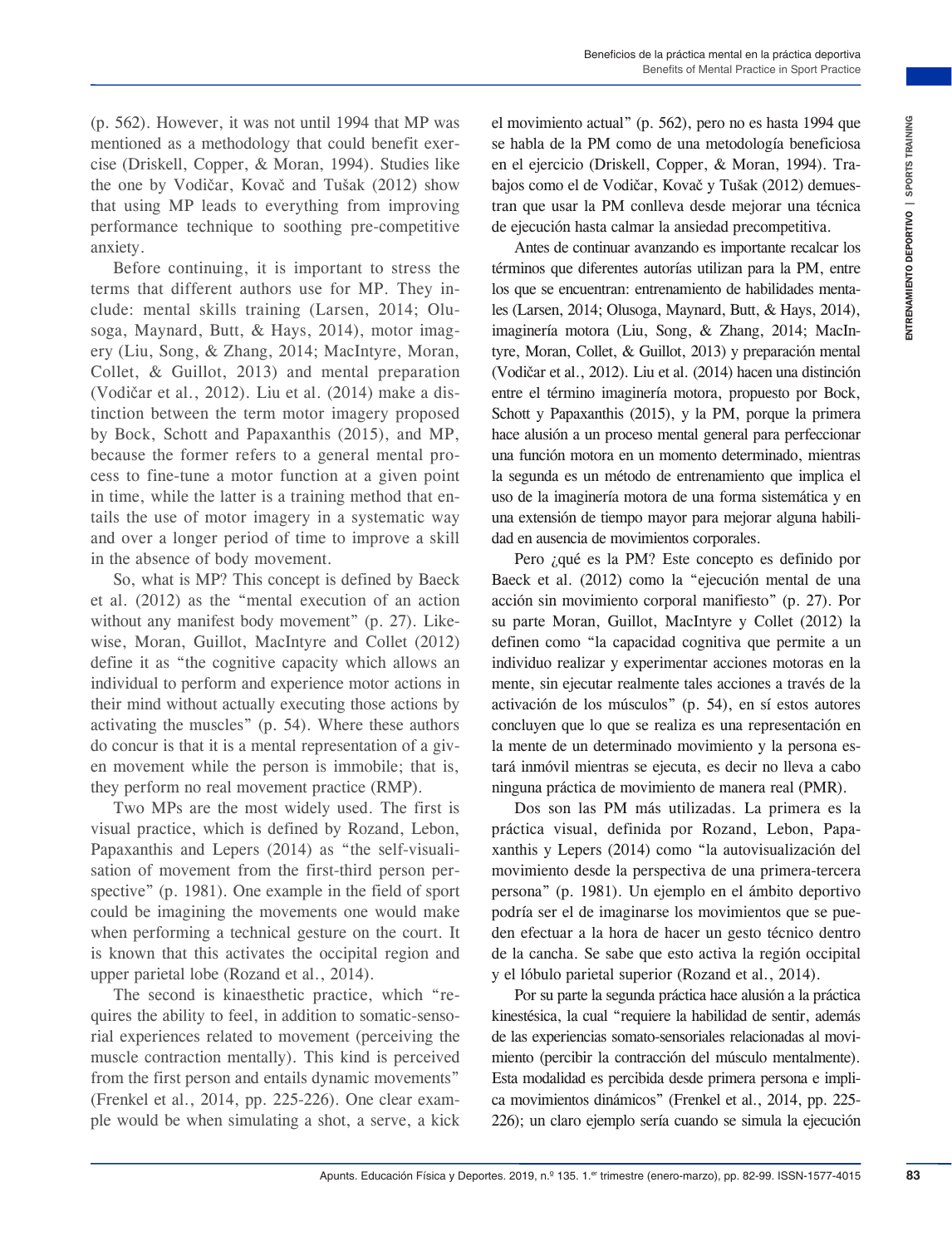(p. 562). However, it was not until 1994 that MP was mentioned as a methodology that could benefit exercise (Driskell, Copper, & Moran, 1994). Studies like the one by Vodičar, Kovač and Tušak (2012) show that using MP leads to everything from improving performance technique to soothing pre-competitive anxiety.

Before continuing, it is important to stress the terms that different authors use for MP. They include: mental skills training (Larsen, 2014; Olusoga, Maynard, Butt, & Hays, 2014), motor imagery (Liu, Song, & Zhang, 2014; MacIntyre, Moran, Collet, & Guillot, 2013) and mental preparation (Vodičar et al., 2012). Liu et al. (2014) make a distinction between the term motor imagery proposed by Bock, Schott and Papaxanthis (2015), and MP, because the former refers to a general mental process to fine-tune a motor function at a given point in time, while the latter is a training method that entails the use of motor imagery in a systematic way and over a longer period of time to improve a skill in the absence of body movement.

So, what is MP? This concept is defined by Baeck et al. (2012) as the "mental execution of an action without any manifest body movement" (p. 27). Likewise, Moran, Guillot, MacIntyre and Collet (2012) define it as "the cognitive capacity which allows an individual to perform and experience motor actions in their mind without actually executing those actions by activating the muscles" (p. 54). Where these authors do concur is that it is a mental representation of a given movement while the person is immobile; that is, they perform no real movement practice (RMP).

Two MPs are the most widely used. The first is visual practice, which is defined by Rozand, Lebon, Papaxanthis and Lepers (2014) as "the self-visualisation of movement from the first-third person perspective" (p. 1981). One example in the field of sport could be imagining the movements one would make when performing a technical gesture on the court. It is known that this activates the occipital region and upper parietal lobe (Rozand et al., 2014).

The second is kinaesthetic practice, which "requires the ability to feel, in addition to somatic-sensorial experiences related to movement (perceiving the muscle contraction mentally). This kind is perceived from the first person and entails dynamic movements" (Frenkel et al., 2014, pp. 225-226). One clear example would be when simulating a shot, a serve, a kick

el movimiento actual" (p. 562), pero no es hasta 1994 que se habla de la PM como de una metodología beneficiosa en el ejercicio (Driskell, Copper, & Moran, 1994). Trabajos como el de Vodičar, Kovač y Tušak (2012) demuestran que usar la PM conlleva desde mejorar una técnica de ejecución hasta calmar la ansiedad precompetitiva.

Antes de continuar avanzando es importante recalcar los términos que diferentes autorías utilizan para la PM, entre los que se encuentran: entrenamiento de habilidades mentales (Larsen, 2014; Olusoga, Maynard, Butt, & Hays, 2014), imaginería motora (Liu, Song, & Zhang, 2014; MacIntyre, Moran, Collet, & Guillot, 2013) y preparación mental (Vodičar et al., 2012). Liu et al. (2014) hacen una distinción entre el término imaginería motora, propuesto por Bock, Schott y Papaxanthis (2015), y la PM, porque la primera hace alusión a un proceso mental general para perfeccionar una función motora en un momento determinado, mientras la segunda es un método de entrenamiento que implica el uso de la imaginería motora de una forma sistemática y en una extensión de tiempo mayor para mejorar alguna habilidad en ausencia de movimientos corporales.

Pero ¿qué es la PM? Este concepto es definido por Baeck et al. (2012) como la "ejecución mental de una acción sin movimiento corporal manifiesto" (p. 27). Por su parte Moran, Guillot, MacIntyre y Collet (2012) la definen como "la capacidad cognitiva que permite a un individuo realizar y experimentar acciones motoras en la mente, sin ejecutar realmente tales acciones a través de la activación de los músculos" (p. 54), en sí estos autores concluyen que lo que se realiza es una representación en la mente de un determinado movimiento y la persona estará inmóvil mientras se ejecuta, es decir no lleva a cabo ninguna práctica de movimiento de manera real (PMR).

Dos son las PM más utilizadas. La primera es la práctica visual, definida por Rozand, Lebon, Papaxanthis y Lepers (2014) como "la autovisualización del movimiento desde la perspectiva de una primera-tercera persona" (p. 1981). Un ejemplo en el ámbito deportivo podría ser el de imaginarse los movimientos que se pueden efectuar a la hora de hacer un gesto técnico dentro de la cancha. Se sabe que esto activa la región occipital y el lóbulo parietal superior (Rozand et al., 2014).

Por su parte la segunda práctica hace alusión a la práctica kinestésica, la cual "requiere la habilidad de sentir, además de las experiencias somato-sensoriales relacionadas al movimiento (percibir la contracción del músculo mentalmente). Esta modalidad es percibida desde primera persona e implica movimientos dinámicos" (Frenkel et al., 2014, pp. 225-226); un claro ejemplo sería cuando se simula la ejecución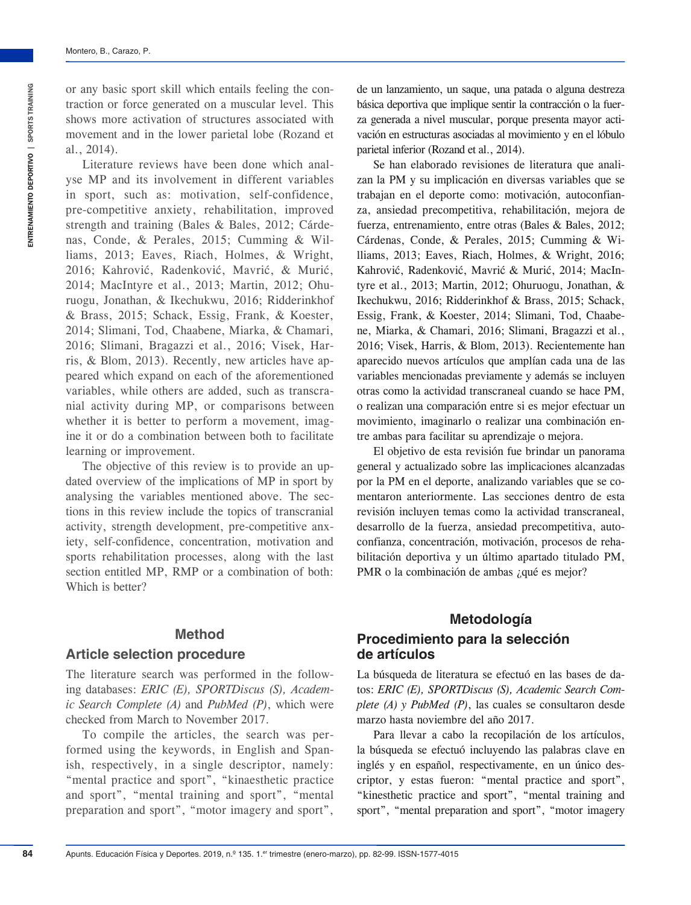or any basic sport skill which entails feeling the contraction or force generated on a muscular level. This shows more activation of structures associated with movement and in the lower parietal lobe (Rozand et al., 2014).

Literature reviews have been done which analyse MP and its involvement in different variables in sport, such as: motivation, self-confidence, pre-competitive anxiety, rehabilitation, improved strength and training (Bales & Bales, 2012; Cárdenas, Conde, & Perales, 2015; Cumming & Williams, 2013; Eaves, Riach, Holmes, & Wright, 2016; Kahrović, Radenković, Mavrić, & Murić, 2014; MacIntyre et al., 2013; Martin, 2012; Ohuruogu, Jonathan, & Ikechukwu, 2016; Ridderinkhof & Brass, 2015; Schack, Essig, Frank, & Koester, 2014; Slimani, Tod, Chaabene, Miarka, & Chamari, 2016; Slimani, Bragazzi et al., 2016; Visek, Harris, & Blom, 2013). Recently, new articles have appeared which expand on each of the aforementioned variables, while others are added, such as transcranial activity during MP, or comparisons between whether it is better to perform a movement, imagine it or do a combination between both to facilitate learning or improvement.

The objective of this review is to provide an updated overview of the implications of MP in sport by analysing the variables mentioned above. The sections in this review include the topics of transcranial activity, strength development, pre-competitive anxiety, self-confidence, concentration, motivation and sports rehabilitation processes, along with the last section entitled MP, RMP or a combination of both: Which is better?

de un lanzamiento, un saque, una patada o alguna destreza básica deportiva que implique sentir la contracción o la fuerza generada a nivel muscular, porque presenta mayor activación en estructuras asociadas al movimiento y en el lóbulo parietal inferior (Rozand et al., 2014).

Se han elaborado revisiones de literatura que analizan la PM y su implicación en diversas variables que se trabajan en el deporte como: motivación, autoconfianza, ansiedad precompetitiva, rehabilitación, mejora de fuerza, entrenamiento, entre otras (Bales & Bales, 2012; Cárdenas, Conde, & Perales, 2015; Cumming & Williams, 2013; Eaves, Riach, Holmes, & Wright, 2016; Kahrović, Radenković, Mavrić & Murić, 2014; MacIntyre et al., 2013; Martin, 2012; Ohuruogu, Jonathan, & Ikechukwu, 2016; Ridderinkhof & Brass, 2015; Schack, Essig, Frank, & Koester, 2014; Slimani, Tod, Chaabene, Miarka, & Chamari, 2016; Slimani, Bragazzi et al., 2016; Visek, Harris, & Blom, 2013). Recientemente han aparecido nuevos artículos que amplían cada una de las variables mencionadas previamente y además se incluyen otras como la actividad transcraneal cuando se hace PM, o realizan una comparación entre si es mejor efectuar un movimiento, imaginarlo o realizar una combinación entre ambas para facilitar su aprendizaje o mejora.

El objetivo de esta revisión fue brindar un panorama general y actualizado sobre las implicaciones alcanzadas por la PM en el deporte, analizando variables que se comentaron anteriormente. Las secciones dentro de esta revisión incluyen temas como la actividad transcraneal, desarrollo de la fuerza, ansiedad precompetitiva, autoconfianza, concentración, motivación, procesos de rehabilitación deportiva y un último apartado titulado PM, PMR o la combinación de ambas ¿qué es mejor?

## Method

### Article selection procedure

The literature search was performed in the following databases: *ERIC (E), SPORTDiscus (S), Academic Search Complete (A)* and *PubMed (P)*, which were checked from March to November 2017.

To compile the articles, the search was performed using the keywords, in English and Spanish, respectively, in a single descriptor, namely: "mental practice and sport", "kinaesthetic practice and sport", "mental training and sport", "mental preparation and sport", "motor imagery and sport",

## Metodología

### Procedimiento para la selección de artículos

La búsqueda de literatura se efectuó en las bases de datos: *ERIC (E), SPORTDiscus (S), Academic Search Complete (A) y PubMed (P)*, las cuales se consultaron desde marzo hasta noviembre del año 2017.

Para llevar a cabo la recopilación de los artículos, la búsqueda se efectuó incluyendo las palabras clave en inglés y en español, respectivamente, en un único descriptor, y estas fueron: "mental practice and sport", "kinesthetic practice and sport", "mental training and sport", "mental preparation and sport", "motor imagery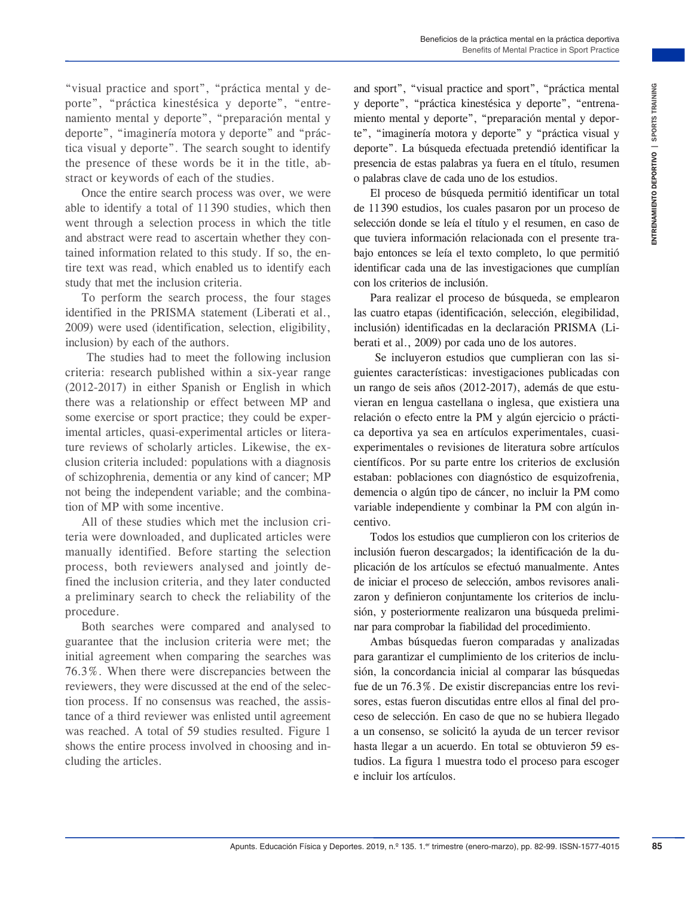"visual practice and sport", "práctica mental y deporte", "práctica kinestésica y deporte", "entrenamiento mental y deporte", "preparación mental y deporte", "imaginería motora y deporte" and "práctica visual y deporte". The search sought to identify the presence of these words be it in the title, abstract or keywords of each of the studies.

Once the entire search process was over, we were able to identify a total of 11390 studies, which then went through a selection process in which the title and abstract were read to ascertain whether they contained information related to this study. If so, the entire text was read, which enabled us to identify each study that met the inclusion criteria.

To perform the search process, the four stages identified in the PRISMA statement (Liberati et al., 2009) were used (identification, selection, eligibility, inclusion) by each of the authors.

The studies had to meet the following inclusion criteria: research published within a six-year range (2012-2017) in either Spanish or English in which there was a relationship or effect between MP and some exercise or sport practice; they could be experimental articles, quasi-experimental articles or literature reviews of scholarly articles. Likewise, the exclusion criteria included: populations with a diagnosis of schizophrenia, dementia or any kind of cancer; MP not being the independent variable; and the combination of MP with some incentive.

All of these studies which met the inclusion criteria were downloaded, and duplicated articles were manually identified. Before starting the selection process, both reviewers analysed and jointly defined the inclusion criteria, and they later conducted a preliminary search to check the reliability of the procedure.

Both searches were compared and analysed to guarantee that the inclusion criteria were met; the initial agreement when comparing the searches was 76.3%. When there were discrepancies between the reviewers, they were discussed at the end of the selection process. If no consensus was reached, the assistance of a third reviewer was enlisted until agreement was reached. A total of 59 studies resulted. Figure 1 shows the entire process involved in choosing and including the articles.

and sport", "visual practice and sport", "práctica mental y deporte", "práctica kinestésica y deporte", "entrenamiento mental y deporte", "preparación mental y deporte", "imaginería motora y deporte" y "práctica visual y deporte". La búsqueda efectuada pretendió identificar la presencia de estas palabras ya fuera en el título, resumen o palabras clave de cada uno de los estudios.

El proceso de búsqueda permitió identificar un total de 11390 estudios, los cuales pasaron por un proceso de selección donde se leía el título y el resumen, en caso de que tuviera información relacionada con el presente trabajo entonces se leía el texto completo, lo que permitió identificar cada una de las investigaciones que cumplían con los criterios de inclusión.

Para realizar el proceso de búsqueda, se emplearon las cuatro etapas (identificación, selección, elegibilidad, inclusión) identificadas en la declaración PRISMA (Liberati et al., 2009) por cada uno de los autores.

Se incluyeron estudios que cumplieran con las siguientes características: investigaciones publicadas con un rango de seis años (2012-2017), además de que estuvieran en lengua castellana o inglesa, que existiera una relación o efecto entre la PM y algún ejercicio o práctica deportiva ya sea en artículos experimentales, cuasi-experimentales o revisiones de literatura sobre artículos científicos. Por su parte entre los criterios de exclusión estaban: poblaciones con diagnóstico de esquizofrenia, demencia o algún tipo de cáncer, no incluir la PM como variable independiente y combinar la PM con algún incentivo.

Todos los estudios que cumplieron con los criterios de inclusión fueron descargados; la identificación de la duplicación de los artículos se efectuó manualmente. Antes de iniciar el proceso de selección, ambos revisores analizaron y definieron conjuntamente los criterios de inclusión, y posteriormente realizaron una búsqueda preliminar para comprobar la fiabilidad del procedimiento.

Ambas búsquedas fueron comparadas y analizadas para garantizar el cumplimiento de los criterios de inclusión, la concordancia inicial al comparar las búsquedas fue de un 76.3%. De existir discrepancias entre los revisores, estas fueron discutidas entre ellos al final del proceso de selección. En caso de que no se hubiera llegado a un consenso, se solicitó la ayuda de un tercer revisor hasta llegar a un acuerdo. En total se obtuvieron 59 estudios. La figura 1 muestra todo el proceso para escoger e incluir los artículos.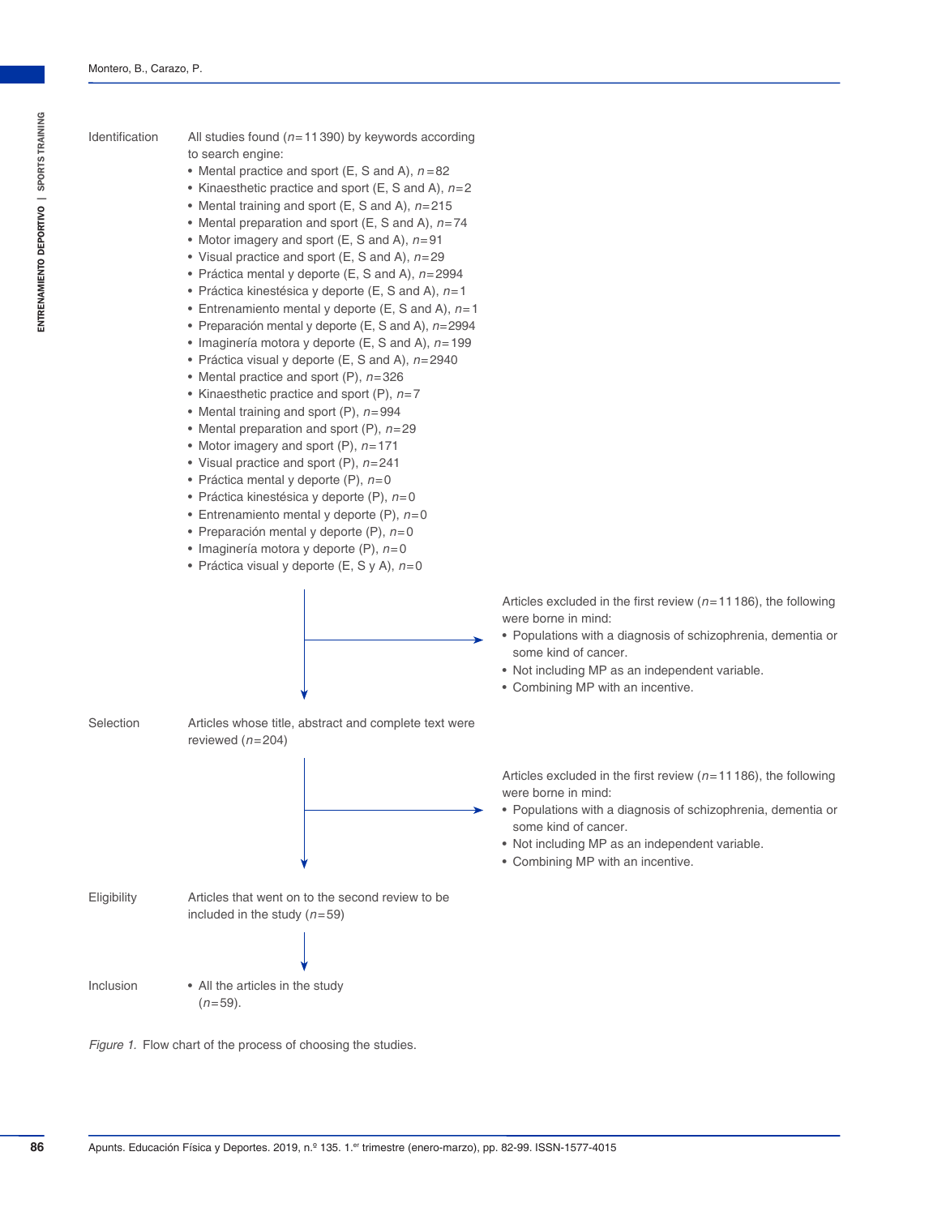**Identification**

All studies found ($n$=11 390) by keywords according to search engine:

- Mental practice and sport (E, S and A), $n$=82
- Kinaesthetic practice and sport (E, S and A), $n$=2
- Mental training and sport (E, S and A), $n$=215
- Mental preparation and sport (E, S and A), $n$=74
- Motor imagery and sport (E, S and A), $n$=91
- Visual practice and sport (E, S and A), $n$=29
- Práctica mental y deporte (E, S and A), $n$=2994
- Práctica kinestésica y deporte (E, S and A), $n$=1
- Entrenamiento mental y deporte (E, S and A), $n$=1
- Preparación mental y deporte (E, S and A), $n$=2994
- Imaginería motora y deporte (E, S and A), $n$=199
- Práctica visual y deporte (E, S and A), $n$=2940
- Mental practice and sport (P), $n$=326
- Kinaesthetic practice and sport (P), $n$=7
- Mental training and sport (P), $n$=994
- Mental preparation and sport (P), $n$=29
- Motor imagery and sport (P), $n$=171
- Visual practice and sport (P), $n$=241
- Práctica mental y deporte (P), $n$=0
- Práctica kinestésica y deporte (P), $n$=0
- Entrenamiento mental y deporte (P), $n$=0
- Preparación mental y deporte (P), $n$=0
- Imaginería motora y deporte (P), $n$=0
- Práctica visual y deporte (E, S y A), $n$=0

Articles excluded in the first review ($n$=11 186), the following were borne in mind:

- Populations with a diagnosis of schizophrenia, dementia or some kind of cancer.
- Not including MP as an independent variable.
- Combining MP with an incentive.

**Selection**

Articles whose title, abstract and complete text were reviewed ($n$=204)

Articles excluded in the first review ($n$=11 186), the following were borne in mind:

- Populations with a diagnosis of schizophrenia, dementia or some kind of cancer.
- Not including MP as an independent variable.
- Combining MP with an incentive.

**Eligibility**

Articles that went on to the second review to be included in the study ($n$=59)

**Inclusion**

- All the articles in the study ($n$=59).

*Figure 1.* Flow chart of the process of choosing the studies.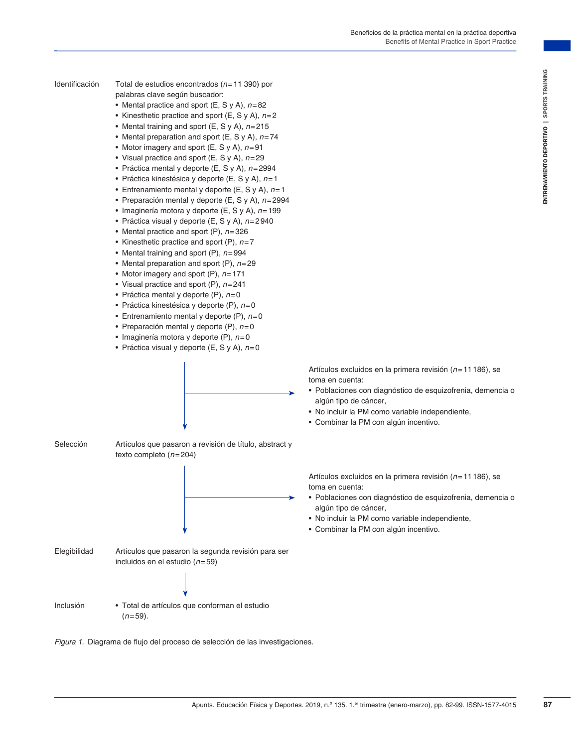**Identificación**

Total de estudios encontrados ($n$=11 390) por palabras clave según buscador:

- Mental practice and sport (E, S y A), $n$=82
- Kinesthetic practice and sport (E, S y A), $n$=2
- Mental training and sport (E, S y A), $n$=215
- Mental preparation and sport (E, S y A), $n$=74
- Motor imagery and sport (E, S y A), $n$=91
- Visual practice and sport (E, S y A), $n$=29
- Práctica mental y deporte (E, S y A), $n$=2994
- Práctica kinestésica y deporte (E, S y A), $n$=1
- Entrenamiento mental y deporte (E, S y A), $n$=1
- Preparación mental y deporte (E, S y A), $n$=2994
- Imaginería motora y deporte (E, S y A), $n$=199
- Práctica visual y deporte (E, S y A), $n$=2940
- Mental practice and sport (P), $n$=326
- Kinesthetic practice and sport (P), $n$=7
- Mental training and sport (P), $n$=994
- Mental preparation and sport (P), $n$=29
- Motor imagery and sport (P), $n$=171
- Visual practice and sport (P), $n$=241
- Práctica mental y deporte (P), $n$=0
- Práctica kinestésica y deporte (P), $n$=0
- Entrenamiento mental y deporte (P), $n$=0
- Preparación mental y deporte (P), $n$=0
- Imaginería motora y deporte (P), $n$=0
- Práctica visual y deporte (E, S y A), $n$=0

→ Artículos excluidos en la primera revisión ($n$=11 186), se toma en cuenta:

- Poblaciones con diagnóstico de esquizofrenia, demencia o algún tipo de cáncer,
- No incluir la PM como variable independiente,
- Combinar la PM con algún incentivo.

**Selección**

Artículos que pasaron a revisión de título, abstract y texto completo ($n$=204)

→ Artículos excluidos en la primera revisión ($n$=11 186), se toma en cuenta:

- Poblaciones con diagnóstico de esquizofrenia, demencia o algún tipo de cáncer,
- No incluir la PM como variable independiente,
- Combinar la PM con algún incentivo.

**Elegibilidad**

Artículos que pasaron la segunda revisión para ser incluidos en el estudio ($n$=59)

**Inclusión**

- Total de artículos que conforman el estudio ($n$=59).

*Figura 1.* Diagrama de flujo del proceso de selección de las investigaciones.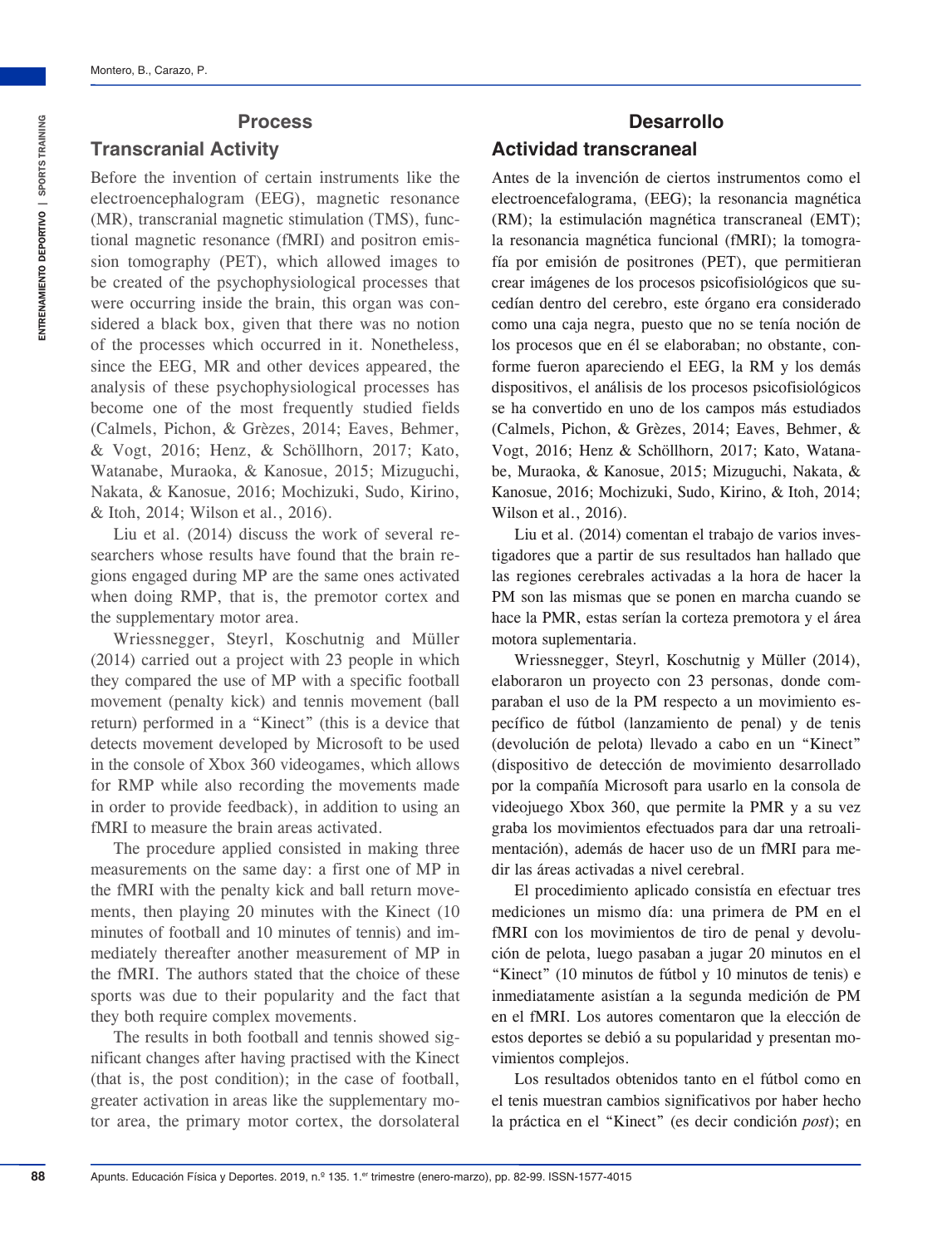## Process

### Transcranial Activity

Before the invention of certain instruments like the electroencephalogram (EEG), magnetic resonance (MR), transcranial magnetic stimulation (TMS), functional magnetic resonance (fMRI) and positron emission tomography (PET), which allowed images to be created of the psychophysiological processes that were occurring inside the brain, this organ was considered a black box, given that there was no notion of the processes which occurred in it. Nonetheless, since the EEG, MR and other devices appeared, the analysis of these psychophysiological processes has become one of the most frequently studied fields (Calmels, Pichon, & Grèzes, 2014; Eaves, Behmer, & Vogt, 2016; Henz, & Schöllhorn, 2017; Kato, Watanabe, Muraoka, & Kanosue, 2015; Mizuguchi, Nakata, & Kanosue, 2016; Mochizuki, Sudo, Kirino, & Itoh, 2014; Wilson et al., 2016).

Liu et al. (2014) discuss the work of several researchers whose results have found that the brain regions engaged during MP are the same ones activated when doing RMP, that is, the premotor cortex and the supplementary motor area.

Wriessnegger, Steyrl, Koschutnig and Müller (2014) carried out a project with 23 people in which they compared the use of MP with a specific football movement (penalty kick) and tennis movement (ball return) performed in a "Kinect" (this is a device that detects movement developed by Microsoft to be used in the console of Xbox 360 videogames, which allows for RMP while also recording the movements made in order to provide feedback), in addition to using an fMRI to measure the brain areas activated.

The procedure applied consisted in making three measurements on the same day: a first one of MP in the fMRI with the penalty kick and ball return movements, then playing 20 minutes with the Kinect (10 minutes of football and 10 minutes of tennis) and immediately thereafter another measurement of MP in the fMRI. The authors stated that the choice of these sports was due to their popularity and the fact that they both require complex movements.

The results in both football and tennis showed significant changes after having practised with the Kinect (that is, the post condition); in the case of football, greater activation in areas like the supplementary motor area, the primary motor cortex, the dorsolateral

## Desarrollo

### Actividad transcraneal

Antes de la invención de ciertos instrumentos como el electroencefalograma, (EEG); la resonancia magnética (RM); la estimulación magnética transcraneal (EMT); la resonancia magnética funcional (fMRI); la tomografía por emisión de positrones (PET), que permitieran crear imágenes de los procesos psicofisiológicos que sucedían dentro del cerebro, este órgano era considerado como una caja negra, puesto que no se tenía noción de los procesos que en él se elaboraban; no obstante, conforme fueron apareciendo el EEG, la RM y los demás dispositivos, el análisis de los procesos psicofisiológicos se ha convertido en uno de los campos más estudiados (Calmels, Pichon, & Grèzes, 2014; Eaves, Behmer, & Vogt, 2016; Henz & Schöllhorn, 2017; Kato, Watanabe, Muraoka, & Kanosue, 2015; Mizuguchi, Nakata, & Kanosue, 2016; Mochizuki, Sudo, Kirino, & Itoh, 2014; Wilson et al., 2016).

Liu et al. (2014) comentan el trabajo de varios investigadores que a partir de sus resultados han hallado que las regiones cerebrales activadas a la hora de hacer la PM son las mismas que se ponen en marcha cuando se hace la PMR, estas serían la corteza premotora y el área motora suplementaria.

Wriessnegger, Steyrl, Koschutnig y Müller (2014), elaboraron un proyecto con 23 personas, donde comparaban el uso de la PM respecto a un movimiento específico de fútbol (lanzamiento de penal) y de tenis (devolución de pelota) llevado a cabo en un "Kinect" (dispositivo de detección de movimiento desarrollado por la compañía Microsoft para usarlo en la consola de videojuego Xbox 360, que permite la PMR y a su vez graba los movimientos efectuados para dar una retroalimentación), además de hacer uso de un fMRI para medir las áreas activadas a nivel cerebral.

El procedimiento aplicado consistía en efectuar tres mediciones un mismo día: una primera de PM en el fMRI con los movimientos de tiro de penal y devolución de pelota, luego pasaban a jugar 20 minutos en el "Kinect" (10 minutos de fútbol y 10 minutos de tenis) e inmediatamente asistían a la segunda medición de PM en el fMRI. Los autores comentaron que la elección de estos deportes se debió a su popularidad y presentan movimientos complejos.

Los resultados obtenidos tanto en el fútbol como en el tenis muestran cambios significativos por haber hecho la práctica en el "Kinect" (es decir condición *post*); en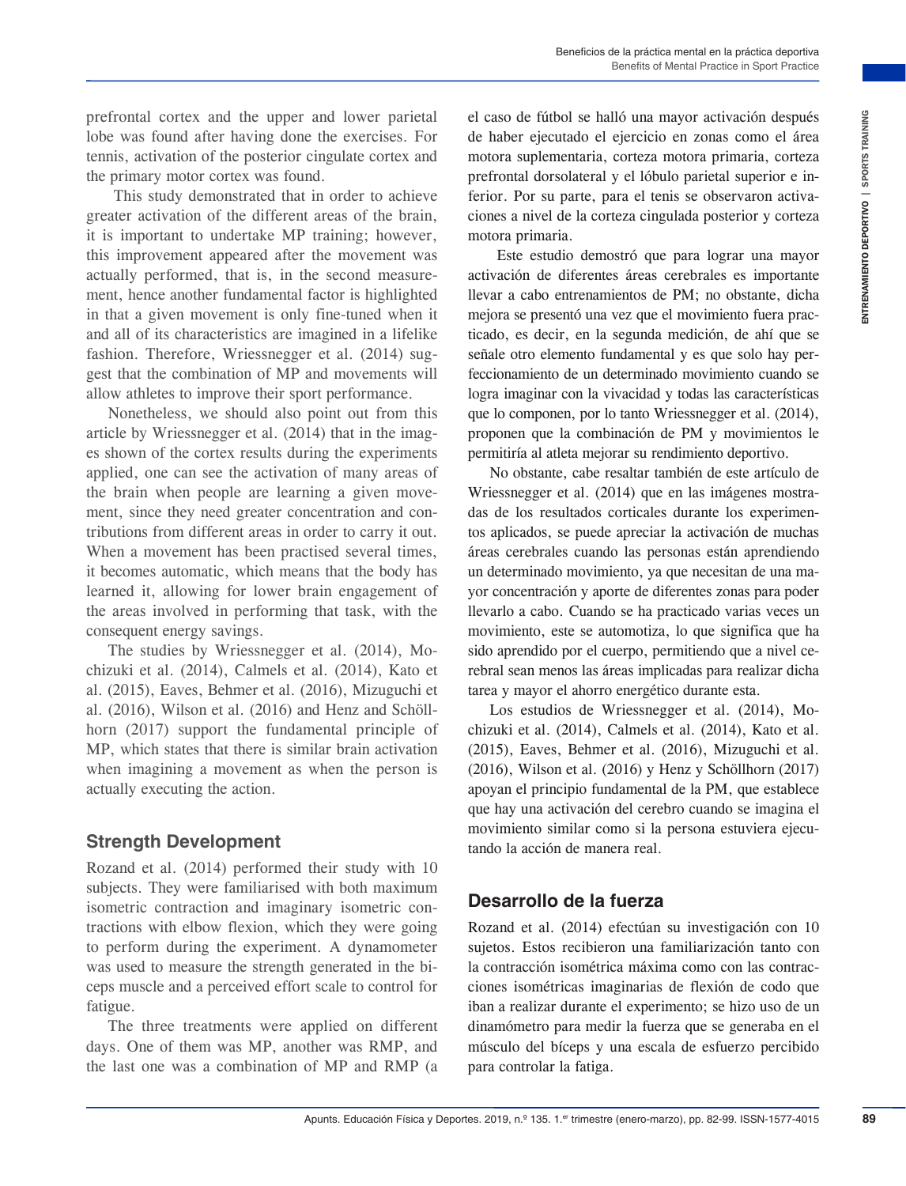prefrontal cortex and the upper and lower parietal lobe was found after having done the exercises. For tennis, activation of the posterior cingulate cortex and the primary motor cortex was found.

This study demonstrated that in order to achieve greater activation of the different areas of the brain, it is important to undertake MP training; however, this improvement appeared after the movement was actually performed, that is, in the second measurement, hence another fundamental factor is highlighted in that a given movement is only fine-tuned when it and all of its characteristics are imagined in a lifelike fashion. Therefore, Wriessnegger et al. (2014) suggest that the combination of MP and movements will allow athletes to improve their sport performance.

Nonetheless, we should also point out from this article by Wriessnegger et al. (2014) that in the images shown of the cortex results during the experiments applied, one can see the activation of many areas of the brain when people are learning a given movement, since they need greater concentration and contributions from different areas in order to carry it out. When a movement has been practised several times, it becomes automatic, which means that the body has learned it, allowing for lower brain engagement of the areas involved in performing that task, with the consequent energy savings.

The studies by Wriessnegger et al. (2014), Mochizuki et al. (2014), Calmels et al. (2014), Kato et al. (2015), Eaves, Behmer et al. (2016), Mizuguchi et al. (2016), Wilson et al. (2016) and Henz and Schöllhorn (2017) support the fundamental principle of MP, which states that there is similar brain activation when imagining a movement as when the person is actually executing the action.

## Strength Development

Rozand et al. (2014) performed their study with 10 subjects. They were familiarised with both maximum isometric contraction and imaginary isometric contractions with elbow flexion, which they were going to perform during the experiment. A dynamometer was used to measure the strength generated in the biceps muscle and a perceived effort scale to control for fatigue.

The three treatments were applied on different days. One of them was MP, another was RMP, and the last one was a combination of MP and RMP (a

el caso de fútbol se halló una mayor activación después de haber ejecutado el ejercicio en zonas como el área motora suplementaria, corteza motora primaria, corteza prefrontal dorsolateral y el lóbulo parietal superior e inferior. Por su parte, para el tenis se observaron activaciones a nivel de la corteza cingulada posterior y corteza motora primaria.

Este estudio demostró que para lograr una mayor activación de diferentes áreas cerebrales es importante llevar a cabo entrenamientos de PM; no obstante, dicha mejora se presentó una vez que el movimiento fuera practicado, es decir, en la segunda medición, de ahí que se señale otro elemento fundamental y es que solo hay perfeccionamiento de un determinado movimiento cuando se logra imaginar con la vivacidad y todas las características que lo componen, por lo tanto Wriessnegger et al. (2014), proponen que la combinación de PM y movimientos le permitiría al atleta mejorar su rendimiento deportivo.

No obstante, cabe resaltar también de este artículo de Wriessnegger et al. (2014) que en las imágenes mostradas de los resultados corticales durante los experimentos aplicados, se puede apreciar la activación de muchas áreas cerebrales cuando las personas están aprendiendo un determinado movimiento, ya que necesitan de una mayor concentración y aporte de diferentes zonas para poder llevarlo a cabo. Cuando se ha practicado varias veces un movimiento, este se automotiza, lo que significa que ha sido aprendido por el cuerpo, permitiendo que a nivel cerebral sean menos las áreas implicadas para realizar dicha tarea y mayor el ahorro energético durante esta.

Los estudios de Wriessnegger et al. (2014), Mochizuki et al. (2014), Calmels et al. (2014), Kato et al. (2015), Eaves, Behmer et al. (2016), Mizuguchi et al. (2016), Wilson et al. (2016) y Henz y Schöllhorn (2017) apoyan el principio fundamental de la PM, que establece que hay una activación del cerebro cuando se imagina el movimiento similar como si la persona estuviera ejecutando la acción de manera real.

## Desarrollo de la fuerza

Rozand et al. (2014) efectúan su investigación con 10 sujetos. Estos recibieron una familiarización tanto con la contracción isométrica máxima como con las contracciones isométricas imaginarias de flexión de codo que iban a realizar durante el experimento; se hizo uso de un dinamómetro para medir la fuerza que se generaba en el músculo del bíceps y una escala de esfuerzo percibido para controlar la fatiga.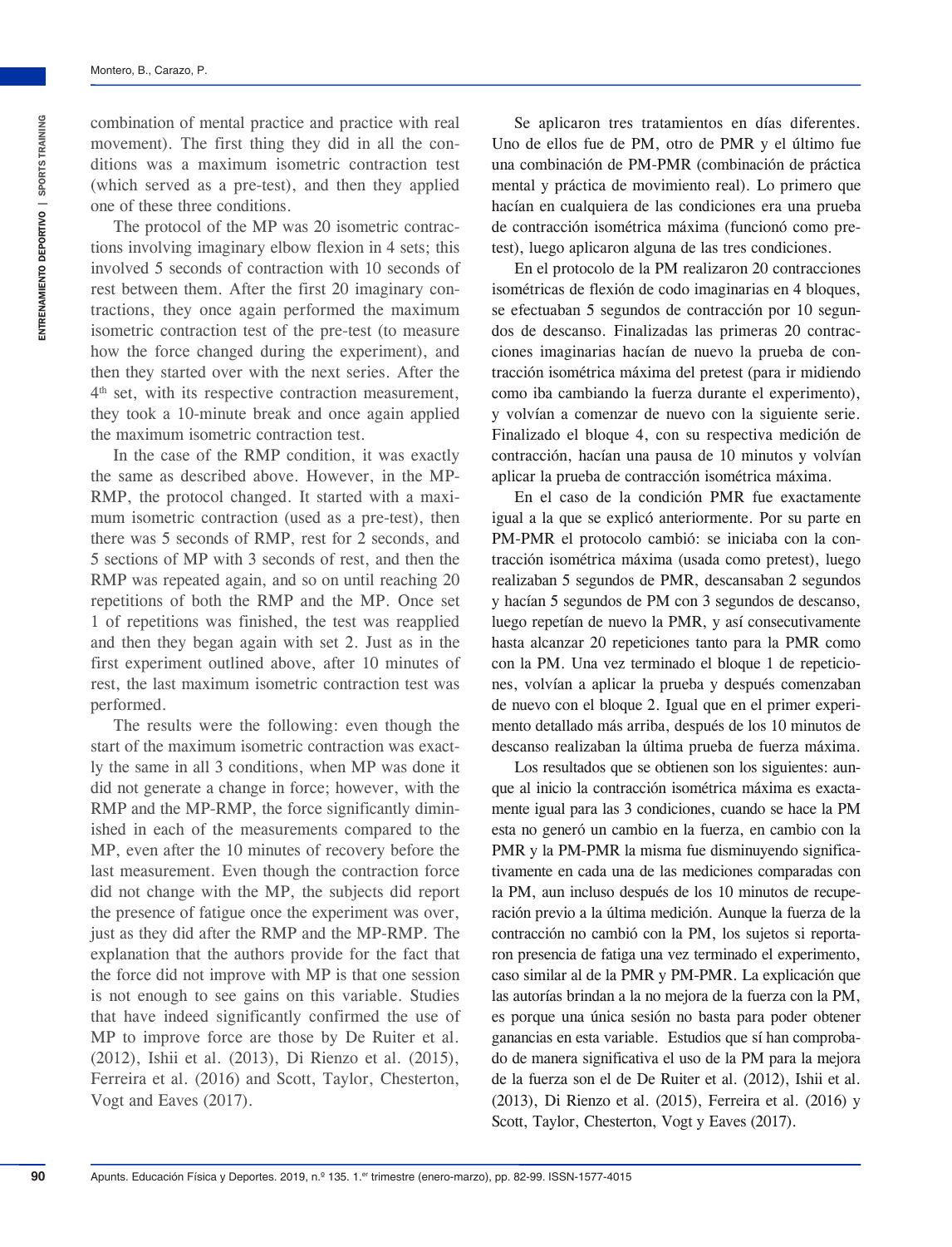combination of mental practice and practice with real movement). The first thing they did in all the conditions was a maximum isometric contraction test (which served as a pre-test), and then they applied one of these three conditions.

The protocol of the MP was 20 isometric contractions involving imaginary elbow flexion in 4 sets; this involved 5 seconds of contraction with 10 seconds of rest between them. After the first 20 imaginary contractions, they once again performed the maximum isometric contraction test of the pre-test (to measure how the force changed during the experiment), and then they started over with the next series. After the 4th set, with its respective contraction measurement, they took a 10-minute break and once again applied the maximum isometric contraction test.

In the case of the RMP condition, it was exactly the same as described above. However, in the MP-RMP, the protocol changed. It started with a maximum isometric contraction (used as a pre-test), then there was 5 seconds of RMP, rest for 2 seconds, and 5 sections of MP with 3 seconds of rest, and then the RMP was repeated again, and so on until reaching 20 repetitions of both the RMP and the MP. Once set 1 of repetitions was finished, the test was reapplied and then they began again with set 2. Just as in the first experiment outlined above, after 10 minutes of rest, the last maximum isometric contraction test was performed.

The results were the following: even though the start of the maximum isometric contraction was exactly the same in all 3 conditions, when MP was done it did not generate a change in force; however, with the RMP and the MP-RMP, the force significantly diminished in each of the measurements compared to the MP, even after the 10 minutes of recovery before the last measurement. Even though the contraction force did not change with the MP, the subjects did report the presence of fatigue once the experiment was over, just as they did after the RMP and the MP-RMP. The explanation that the authors provide for the fact that the force did not improve with MP is that one session is not enough to see gains on this variable. Studies that have indeed significantly confirmed the use of MP to improve force are those by De Ruiter et al. (2012), Ishii et al. (2013), Di Rienzo et al. (2015), Ferreira et al. (2016) and Scott, Taylor, Chesterton, Vogt and Eaves (2017).

Se aplicaron tres tratamientos en días diferentes. Uno de ellos fue de PM, otro de PMR y el último fue una combinación de PM-PMR (combinación de práctica mental y práctica de movimiento real). Lo primero que hacían en cualquiera de las condiciones era una prueba de contracción isométrica máxima (funcionó como pretest), luego aplicaron alguna de las tres condiciones.

En el protocolo de la PM realizaron 20 contracciones isométricas de flexión de codo imaginarias en 4 bloques, se efectuaban 5 segundos de contracción por 10 segundos de descanso. Finalizadas las primeras 20 contracciones imaginarias hacían de nuevo la prueba de contracción isométrica máxima del pretest (para ir midiendo como iba cambiando la fuerza durante el experimento), y volvían a comenzar de nuevo con la siguiente serie. Finalizado el bloque 4, con su respectiva medición de contracción, hacían una pausa de 10 minutos y volvían aplicar la prueba de contracción isométrica máxima.

En el caso de la condición PMR fue exactamente igual a la que se explicó anteriormente. Por su parte en PM-PMR el protocolo cambió: se iniciaba con la contracción isométrica máxima (usada como pretest), luego realizaban 5 segundos de PMR, descansaban 2 segundos y hacían 5 segundos de PM con 3 segundos de descanso, luego repetían de nuevo la PMR, y así consecutivamente hasta alcanzar 20 repeticiones tanto para la PMR como con la PM. Una vez terminado el bloque 1 de repeticiones, volvían a aplicar la prueba y después comenzaban de nuevo con el bloque 2. Igual que en el primer experimento detallado más arriba, después de los 10 minutos de descanso realizaban la última prueba de fuerza máxima.

Los resultados que se obtienen son los siguientes: aunque al inicio la contracción isométrica máxima es exactamente igual para las 3 condiciones, cuando se hace la PM esta no generó un cambio en la fuerza, en cambio con la PMR y la PM-PMR la misma fue disminuyendo significativamente en cada una de las mediciones comparadas con la PM, aun incluso después de los 10 minutos de recuperación previo a la última medición. Aunque la fuerza de la contracción no cambió con la PM, los sujetos si reportaron presencia de fatiga una vez terminado el experimento, caso similar al de la PMR y PM-PMR. La explicación que las autorías brindan a la no mejora de la fuerza con la PM, es porque una única sesión no basta para poder obtener ganancias en esta variable. Estudios que sí han comprobado de manera significativa el uso de la PM para la mejora de la fuerza son el de De Ruiter et al. (2012), Ishii et al. (2013), Di Rienzo et al. (2015), Ferreira et al. (2016) y Scott, Taylor, Chesterton, Vogt y Eaves (2017).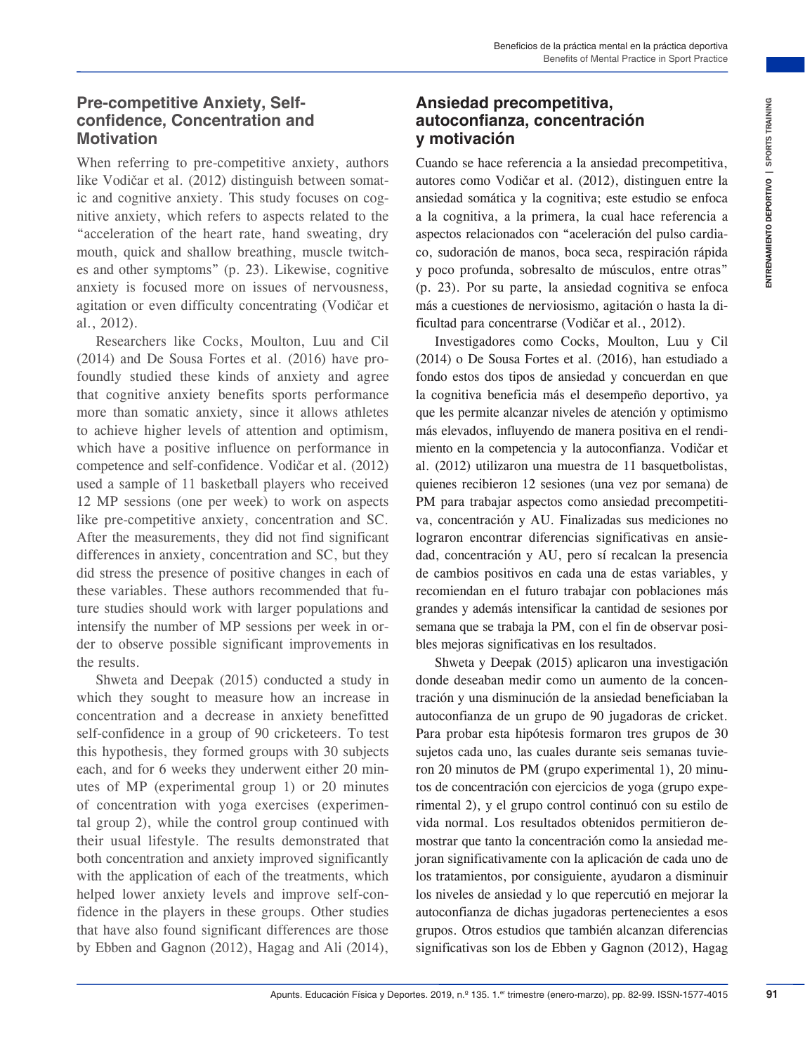## Pre-competitive Anxiety, Self-confidence, Concentration and Motivation

When referring to pre-competitive anxiety, authors like Vodičar et al. (2012) distinguish between somatic and cognitive anxiety. This study focuses on cognitive anxiety, which refers to aspects related to the "acceleration of the heart rate, hand sweating, dry mouth, quick and shallow breathing, muscle twitches and other symptoms" (p. 23). Likewise, cognitive anxiety is focused more on issues of nervousness, agitation or even difficulty concentrating (Vodičar et al., 2012).

Researchers like Cocks, Moulton, Luu and Cil (2014) and De Sousa Fortes et al. (2016) have profoundly studied these kinds of anxiety and agree that cognitive anxiety benefits sports performance more than somatic anxiety, since it allows athletes to achieve higher levels of attention and optimism, which have a positive influence on performance in competence and self-confidence. Vodičar et al. (2012) used a sample of 11 basketball players who received 12 MP sessions (one per week) to work on aspects like pre-competitive anxiety, concentration and SC. After the measurements, they did not find significant differences in anxiety, concentration and SC, but they did stress the presence of positive changes in each of these variables. These authors recommended that future studies should work with larger populations and intensify the number of MP sessions per week in order to observe possible significant improvements in the results.

Shweta and Deepak (2015) conducted a study in which they sought to measure how an increase in concentration and a decrease in anxiety benefitted self-confidence in a group of 90 cricketeers. To test this hypothesis, they formed groups with 30 subjects each, and for 6 weeks they underwent either 20 minutes of MP (experimental group 1) or 20 minutes of concentration with yoga exercises (experimental group 2), while the control group continued with their usual lifestyle. The results demonstrated that both concentration and anxiety improved significantly with the application of each of the treatments, which helped lower anxiety levels and improve self-confidence in the players in these groups. Other studies that have also found significant differences are those by Ebben and Gagnon (2012), Hagag and Ali (2014),

## Ansiedad precompetitiva, autoconfianza, concentración y motivación

Cuando se hace referencia a la ansiedad precompetitiva, autores como Vodičar et al. (2012), distinguen entre la ansiedad somática y la cognitiva; este estudio se enfoca a la cognitiva, a la primera, la cual hace referencia a aspectos relacionados con "aceleración del pulso cardiaco, sudoración de manos, boca seca, respiración rápida y poco profunda, sobresalto de músculos, entre otras" (p. 23). Por su parte, la ansiedad cognitiva se enfoca más a cuestiones de nerviosismo, agitación o hasta la dificultad para concentrarse (Vodičar et al., 2012).

Investigadores como Cocks, Moulton, Luu y Cil (2014) o De Sousa Fortes et al. (2016), han estudiado a fondo estos dos tipos de ansiedad y concuerdan en que la cognitiva beneficia más el desempeño deportivo, ya que les permite alcanzar niveles de atención y optimismo más elevados, influyendo de manera positiva en el rendimiento en la competencia y la autoconfianza. Vodičar et al. (2012) utilizaron una muestra de 11 basquetbolistas, quienes recibieron 12 sesiones (una vez por semana) de PM para trabajar aspectos como ansiedad precompetitiva, concentración y AU. Finalizadas sus mediciones no lograron encontrar diferencias significativas en ansiedad, concentración y AU, pero sí recalcan la presencia de cambios positivos en cada una de estas variables, y recomiendan en el futuro trabajar con poblaciones más grandes y además intensificar la cantidad de sesiones por semana que se trabaja la PM, con el fin de observar posibles mejoras significativas en los resultados.

Shweta y Deepak (2015) aplicaron una investigación donde deseaban medir como un aumento de la concentración y una disminución de la ansiedad beneficiaban la autoconfianza de un grupo de 90 jugadoras de cricket. Para probar esta hipótesis formaron tres grupos de 30 sujetos cada uno, las cuales durante seis semanas tuvieron 20 minutos de PM (grupo experimental 1), 20 minutos de concentración con ejercicios de yoga (grupo experimental 2), y el grupo control continuó con su estilo de vida normal. Los resultados obtenidos permitieron demostrar que tanto la concentración como la ansiedad mejoran significativamente con la aplicación de cada uno de los tratamientos, por consiguiente, ayudaron a disminuir los niveles de ansiedad y lo que repercutió en mejorar la autoconfianza de dichas jugadoras pertenecientes a esos grupos. Otros estudios que también alcanzan diferencias significativas son los de Ebben y Gagnon (2012), Hagag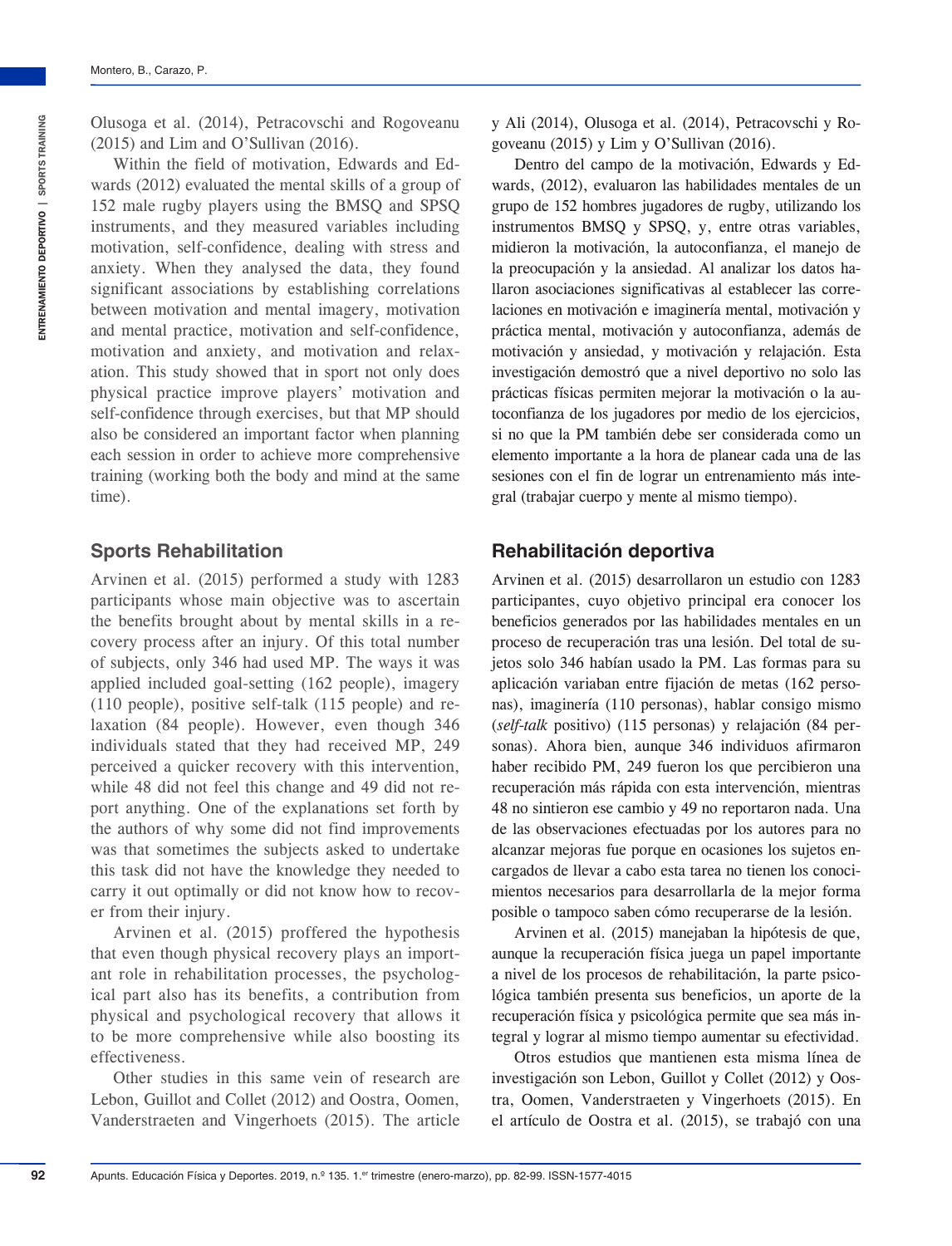Olusoga et al. (2014), Petracovschi and Rogoveanu (2015) and Lim and O'Sullivan (2016).

Within the field of motivation, Edwards and Edwards (2012) evaluated the mental skills of a group of 152 male rugby players using the BMSQ and SPSQ instruments, and they measured variables including motivation, self-confidence, dealing with stress and anxiety. When they analysed the data, they found significant associations by establishing correlations between motivation and mental imagery, motivation and mental practice, motivation and self-confidence, motivation and anxiety, and motivation and relaxation. This study showed that in sport not only does physical practice improve players' motivation and self-confidence through exercises, but that MP should also be considered an important factor when planning each session in order to achieve more comprehensive training (working both the body and mind at the same time).

## Sports Rehabilitation

Arvinen et al. (2015) performed a study with 1283 participants whose main objective was to ascertain the benefits brought about by mental skills in a recovery process after an injury. Of this total number of subjects, only 346 had used MP. The ways it was applied included goal-setting (162 people), imagery (110 people), positive self-talk (115 people) and relaxation (84 people). However, even though 346 individuals stated that they had received MP, 249 perceived a quicker recovery with this intervention, while 48 did not feel this change and 49 did not report anything. One of the explanations set forth by the authors of why some did not find improvements was that sometimes the subjects asked to undertake this task did not have the knowledge they needed to carry it out optimally or did not know how to recover from their injury.

Arvinen et al. (2015) proffered the hypothesis that even though physical recovery plays an important role in rehabilitation processes, the psychological part also has its benefits, a contribution from physical and psychological recovery that allows it to be more comprehensive while also boosting its effectiveness.

Other studies in this same vein of research are Lebon, Guillot and Collet (2012) and Oostra, Oomen, Vanderstraeten and Vingerhoets (2015). The article

y Ali (2014), Olusoga et al. (2014), Petracovschi y Rogoveanu (2015) y Lim y O'Sullivan (2016).

Dentro del campo de la motivación, Edwards y Edwards, (2012), evaluaron las habilidades mentales de un grupo de 152 hombres jugadores de rugby, utilizando los instrumentos BMSQ y SPSQ, y, entre otras variables, midieron la motivación, la autoconfianza, el manejo de la preocupación y la ansiedad. Al analizar los datos hallaron asociaciones significativas al establecer las correlaciones en motivación e imaginería mental, motivación y práctica mental, motivación y autoconfianza, además de motivación y ansiedad, y motivación y relajación. Esta investigación demostró que a nivel deportivo no solo las prácticas físicas permiten mejorar la motivación o la autoconfianza de los jugadores por medio de los ejercicios, si no que la PM también debe ser considerada como un elemento importante a la hora de planear cada una de las sesiones con el fin de lograr un entrenamiento más integral (trabajar cuerpo y mente al mismo tiempo).

## Rehabilitación deportiva

Arvinen et al. (2015) desarrollaron un estudio con 1283 participantes, cuyo objetivo principal era conocer los beneficios generados por las habilidades mentales en un proceso de recuperación tras una lesión. Del total de sujetos solo 346 habían usado la PM. Las formas para su aplicación variaban entre fijación de metas (162 personas), imaginería (110 personas), hablar consigo mismo (*self-talk* positivo) (115 personas) y relajación (84 personas). Ahora bien, aunque 346 individuos afirmaron haber recibido PM, 249 fueron los que percibieron una recuperación más rápida con esta intervención, mientras 48 no sintieron ese cambio y 49 no reportaron nada. Una de las observaciones efectuadas por los autores para no alcanzar mejoras fue porque en ocasiones los sujetos encargados de llevar a cabo esta tarea no tienen los conocimientos necesarios para desarrollarla de la mejor forma posible o tampoco saben cómo recuperarse de la lesión.

Arvinen et al. (2015) manejaban la hipótesis de que, aunque la recuperación física juega un papel importante a nivel de los procesos de rehabilitación, la parte psicológica también presenta sus beneficios, un aporte de la recuperación física y psicológica permite que sea más integral y lograr al mismo tiempo aumentar su efectividad.

Otros estudios que mantienen esta misma línea de investigación son Lebon, Guillot y Collet (2012) y Oostra, Oomen, Vanderstraeten y Vingerhoets (2015). En el artículo de Oostra et al. (2015), se trabajó con una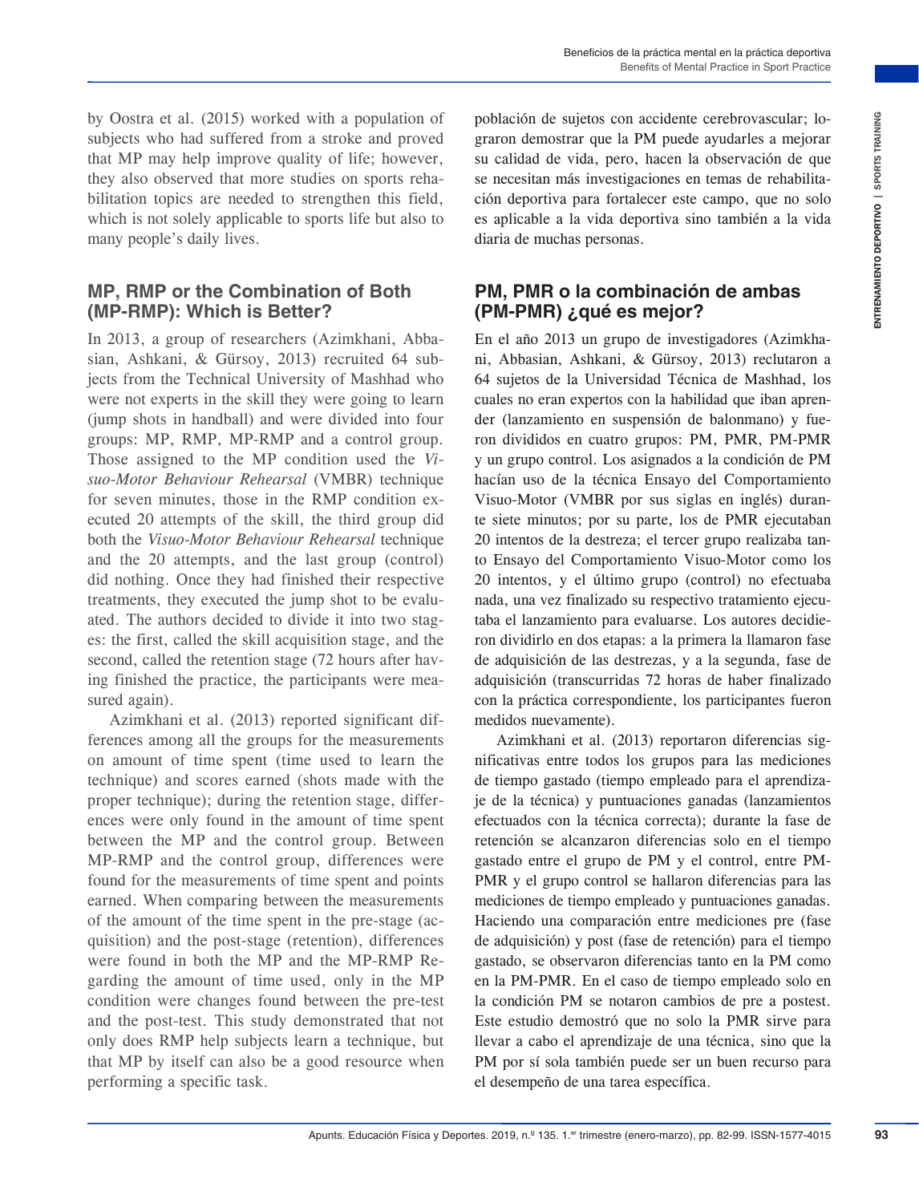by Oostra et al. (2015) worked with a population of subjects who had suffered from a stroke and proved that MP may help improve quality of life; however, they also observed that more studies on sports rehabilitation topics are needed to strengthen this field, which is not solely applicable to sports life but also to many people's daily lives.

## MP, RMP or the Combination of Both (MP-RMP): Which is Better?

In 2013, a group of researchers (Azimkhani, Abbasian, Ashkani, & Gürsoy, 2013) recruited 64 subjects from the Technical University of Mashhad who were not experts in the skill they were going to learn (jump shots in handball) and were divided into four groups: MP, RMP, MP-RMP and a control group. Those assigned to the MP condition used the *Visuo-Motor Behaviour Rehearsal* (VMBR) technique for seven minutes, those in the RMP condition executed 20 attempts of the skill, the third group did both the *Visuo-Motor Behaviour Rehearsal* technique and the 20 attempts, and the last group (control) did nothing. Once they had finished their respective treatments, they executed the jump shot to be evaluated. The authors decided to divide it into two stages: the first, called the skill acquisition stage, and the second, called the retention stage (72 hours after having finished the practice, the participants were measured again).

Azimkhani et al. (2013) reported significant differences among all the groups for the measurements on amount of time spent (time used to learn the technique) and scores earned (shots made with the proper technique); during the retention stage, differences were only found in the amount of time spent between the MP and the control group. Between MP-RMP and the control group, differences were found for the measurements of time spent and points earned. When comparing between the measurements of the amount of the time spent in the pre-stage (acquisition) and the post-stage (retention), differences were found in both the MP and the MP-RMP Regarding the amount of time used, only in the MP condition were changes found between the pre-test and the post-test. This study demonstrated that not only does RMP help subjects learn a technique, but that MP by itself can also be a good resource when performing a specific task.

población de sujetos con accidente cerebrovascular; lograron demostrar que la PM puede ayudarles a mejorar su calidad de vida, pero, hacen la observación de que se necesitan más investigaciones en temas de rehabilitación deportiva para fortalecer este campo, que no solo es aplicable a la vida deportiva sino también a la vida diaria de muchas personas.

## PM, PMR o la combinación de ambas (PM-PMR) ¿qué es mejor?

En el año 2013 un grupo de investigadores (Azimkhani, Abbasian, Ashkani, & Gürsoy, 2013) reclutaron a 64 sujetos de la Universidad Técnica de Mashhad, los cuales no eran expertos con la habilidad que iban aprender (lanzamiento en suspensión de balonmano) y fueron divididos en cuatro grupos: PM, PMR, PM-PMR y un grupo control. Los asignados a la condición de PM hacían uso de la técnica Ensayo del Comportamiento Visuo-Motor (VMBR por sus siglas en inglés) durante siete minutos; por su parte, los de PMR ejecutaban 20 intentos de la destreza; el tercer grupo realizaba tanto Ensayo del Comportamiento Visuo-Motor como los 20 intentos, y el último grupo (control) no efectuaba nada, una vez finalizado su respectivo tratamiento ejecutaba el lanzamiento para evaluarse. Los autores decidieron dividirlo en dos etapas: a la primera la llamaron fase de adquisición de las destrezas, y a la segunda, fase de adquisición (transcurridas 72 horas de haber finalizado con la práctica correspondiente, los participantes fueron medidos nuevamente).

Azimkhani et al. (2013) reportaron diferencias significativas entre todos los grupos para las mediciones de tiempo gastado (tiempo empleado para el aprendizaje de la técnica) y puntuaciones ganadas (lanzamientos efectuados con la técnica correcta); durante la fase de retención se alcanzaron diferencias solo en el tiempo gastado entre el grupo de PM y el control, entre PM-PMR y el grupo control se hallaron diferencias para las mediciones de tiempo empleado y puntuaciones ganadas. Haciendo una comparación entre mediciones pre (fase de adquisición) y post (fase de retención) para el tiempo gastado, se observaron diferencias tanto en la PM como en la PM-PMR. En el caso de tiempo empleado solo en la condición PM se notaron cambios de pre a postest. Este estudio demostró que no solo la PMR sirve para llevar a cabo el aprendizaje de una técnica, sino que la PM por sí sola también puede ser un buen recurso para el desempeño de una tarea específica.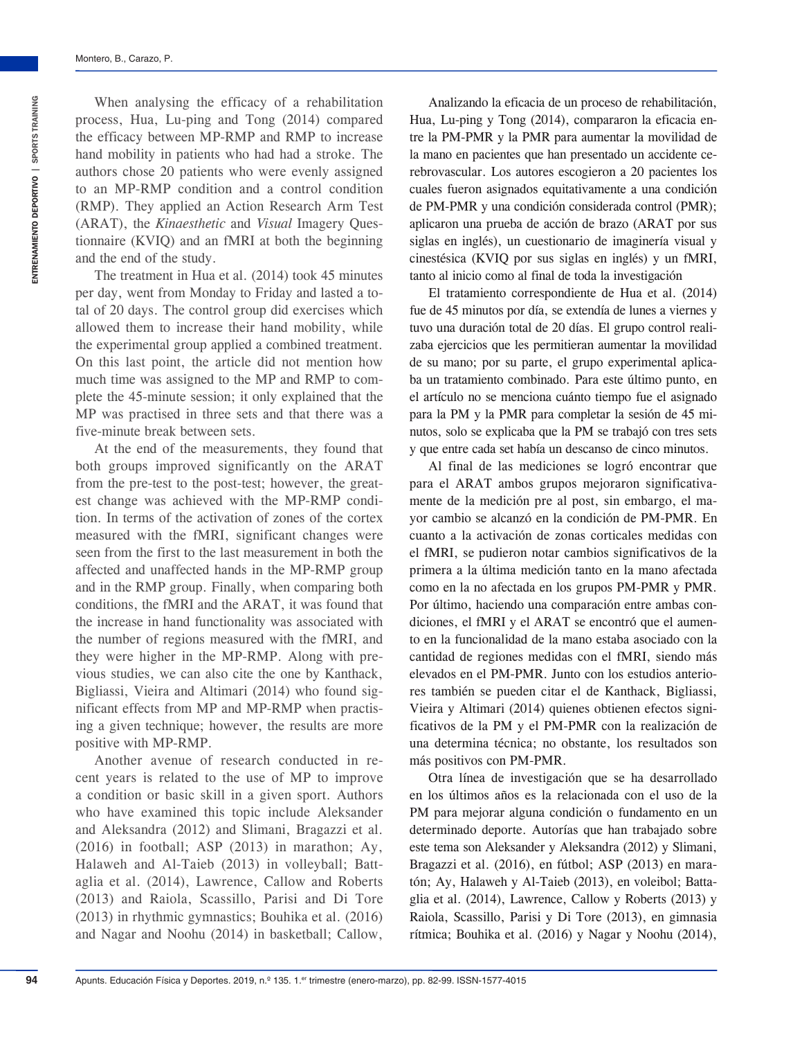When analysing the efficacy of a rehabilitation process, Hua, Lu-ping and Tong (2014) compared the efficacy between MP-RMP and RMP to increase hand mobility in patients who had had a stroke. The authors chose 20 patients who were evenly assigned to an MP-RMP condition and a control condition (RMP). They applied an Action Research Arm Test (ARAT), the *Kinaesthetic* and *Visual* Imagery Questionnaire (KVIQ) and an fMRI at both the beginning and the end of the study.

The treatment in Hua et al. (2014) took 45 minutes per day, went from Monday to Friday and lasted a total of 20 days. The control group did exercises which allowed them to increase their hand mobility, while the experimental group applied a combined treatment. On this last point, the article did not mention how much time was assigned to the MP and RMP to complete the 45-minute session; it only explained that the MP was practised in three sets and that there was a five-minute break between sets.

At the end of the measurements, they found that both groups improved significantly on the ARAT from the pre-test to the post-test; however, the greatest change was achieved with the MP-RMP condition. In terms of the activation of zones of the cortex measured with the fMRI, significant changes were seen from the first to the last measurement in both the affected and unaffected hands in the MP-RMP group and in the RMP group. Finally, when comparing both conditions, the fMRI and the ARAT, it was found that the increase in hand functionality was associated with the number of regions measured with the fMRI, and they were higher in the MP-RMP. Along with previous studies, we can also cite the one by Kanthack, Bigliassi, Vieira and Altimari (2014) who found significant effects from MP and MP-RMP when practising a given technique; however, the results are more positive with MP-RMP.

Another avenue of research conducted in recent years is related to the use of MP to improve a condition or basic skill in a given sport. Authors who have examined this topic include Aleksander and Aleksandra (2012) and Slimani, Bragazzi et al. (2016) in football; ASP (2013) in marathon; Ay, Halaweh and Al-Taieb (2013) in volleyball; Battaglia et al. (2014), Lawrence, Callow and Roberts (2013) and Raiola, Scassillo, Parisi and Di Tore (2013) in rhythmic gymnastics; Bouhika et al. (2016) and Nagar and Noohu (2014) in basketball; Callow,

Analizando la eficacia de un proceso de rehabilitación, Hua, Lu-ping y Tong (2014), compararon la eficacia entre la PM-PMR y la PMR para aumentar la movilidad de la mano en pacientes que han presentado un accidente cerebrovascular. Los autores escogieron a 20 pacientes los cuales fueron asignados equitativamente a una condición de PM-PMR y una condición considerada control (PMR); aplicaron una prueba de acción de brazo (ARAT por sus siglas en inglés), un cuestionario de imaginería visual y cinestésica (KVIQ por sus siglas en inglés) y un fMRI, tanto al inicio como al final de toda la investigación

El tratamiento correspondiente de Hua et al. (2014) fue de 45 minutos por día, se extendía de lunes a viernes y tuvo una duración total de 20 días. El grupo control realizaba ejercicios que les permitieran aumentar la movilidad de su mano; por su parte, el grupo experimental aplicaba un tratamiento combinado. Para este último punto, en el artículo no se menciona cuánto tiempo fue el asignado para la PM y la PMR para completar la sesión de 45 minutos, solo se explicaba que la PM se trabajó con tres sets y que entre cada set había un descanso de cinco minutos.

Al final de las mediciones se logró encontrar que para el ARAT ambos grupos mejoraron significativamente de la medición pre al post, sin embargo, el mayor cambio se alcanzó en la condición de PM-PMR. En cuanto a la activación de zonas corticales medidas con el fMRI, se pudieron notar cambios significativos de la primera a la última medición tanto en la mano afectada como en la no afectada en los grupos PM-PMR y PMR. Por último, haciendo una comparación entre ambas condiciones, el fMRI y el ARAT se encontró que el aumento en la funcionalidad de la mano estaba asociado con la cantidad de regiones medidas con el fMRI, siendo más elevados en el PM-PMR. Junto con los estudios anteriores también se pueden citar el de Kanthack, Bigliassi, Vieira y Altimari (2014) quienes obtienen efectos significativos de la PM y el PM-PMR con la realización de una determina técnica; no obstante, los resultados son más positivos con PM-PMR.

Otra línea de investigación que se ha desarrollado en los últimos años es la relacionada con el uso de la PM para mejorar alguna condición o fundamento en un determinado deporte. Autorías que han trabajado sobre este tema son Aleksander y Aleksandra (2012) y Slimani, Bragazzi et al. (2016), en fútbol; ASP (2013) en maratón; Ay, Halaweh y Al-Taieb (2013), en voleibol; Battaglia et al. (2014), Lawrence, Callow y Roberts (2013) y Raiola, Scassillo, Parisi y Di Tore (2013), en gimnasia rítmica; Bouhika et al. (2016) y Nagar y Noohu (2014),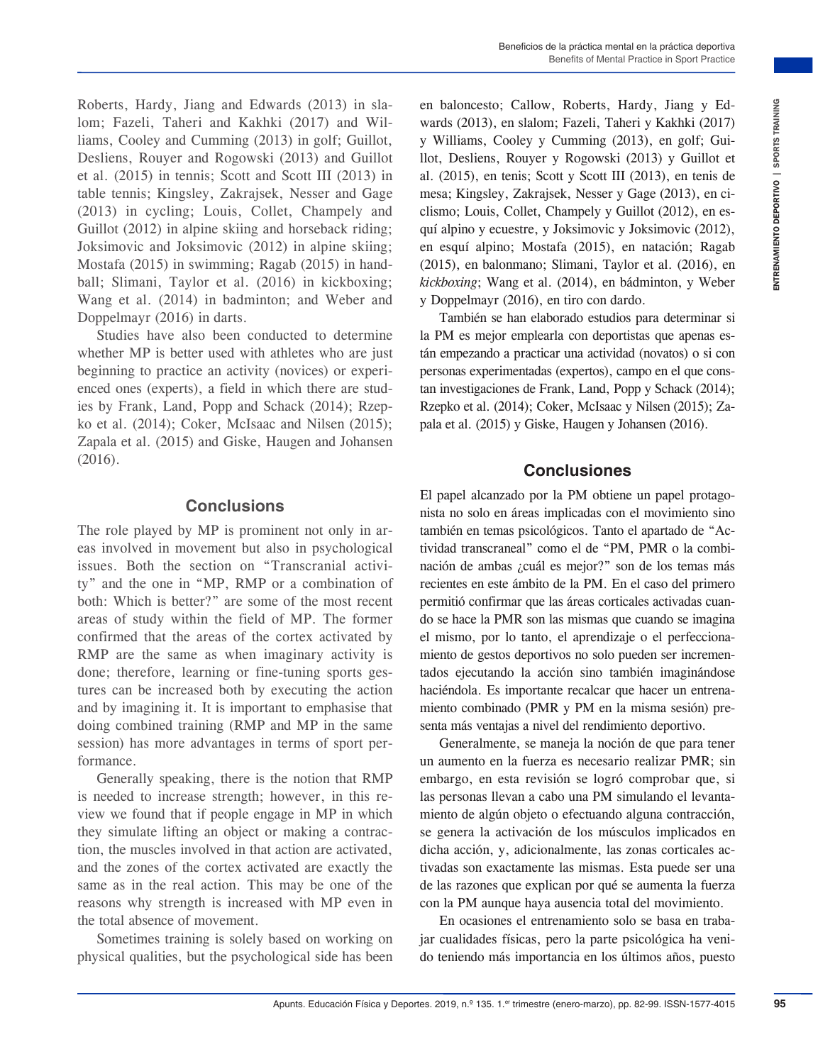Roberts, Hardy, Jiang and Edwards (2013) in slalom; Fazeli, Taheri and Kakhki (2017) and Williams, Cooley and Cumming (2013) in golf; Guillot, Desliens, Rouyer and Rogowski (2013) and Guillot et al. (2015) in tennis; Scott and Scott III (2013) in table tennis; Kingsley, Zakrajsek, Nesser and Gage (2013) in cycling; Louis, Collet, Champely and Guillot (2012) in alpine skiing and horseback riding; Joksimovic and Joksimovic (2012) in alpine skiing; Mostafa (2015) in swimming; Ragab (2015) in handball; Slimani, Taylor et al. (2016) in kickboxing; Wang et al. (2014) in badminton; and Weber and Doppelmayr (2016) in darts.

Studies have also been conducted to determine whether MP is better used with athletes who are just beginning to practice an activity (novices) or experienced ones (experts), a field in which there are studies by Frank, Land, Popp and Schack (2014); Rzepko et al. (2014); Coker, McIsaac and Nilsen (2015); Zapala et al. (2015) and Giske, Haugen and Johansen (2016).

## Conclusions

The role played by MP is prominent not only in areas involved in movement but also in psychological issues. Both the section on "Transcranial activity" and the one in "MP, RMP or a combination of both: Which is better?" are some of the most recent areas of study within the field of MP. The former confirmed that the areas of the cortex activated by RMP are the same as when imaginary activity is done; therefore, learning or fine-tuning sports gestures can be increased both by executing the action and by imagining it. It is important to emphasise that doing combined training (RMP and MP in the same session) has more advantages in terms of sport performance.

Generally speaking, there is the notion that RMP is needed to increase strength; however, in this review we found that if people engage in MP in which they simulate lifting an object or making a contraction, the muscles involved in that action are activated, and the zones of the cortex activated are exactly the same as in the real action. This may be one of the reasons why strength is increased with MP even in the total absence of movement.

Sometimes training is solely based on working on physical qualities, but the psychological side has been

en baloncesto; Callow, Roberts, Hardy, Jiang y Edwards (2013), en slalom; Fazeli, Taheri y Kakhki (2017) y Williams, Cooley y Cumming (2013), en golf; Guillot, Desliens, Rouyer y Rogowski (2013) y Guillot et al. (2015), en tenis; Scott y Scott III (2013), en tenis de mesa; Kingsley, Zakrajsek, Nesser y Gage (2013), en ciclismo; Louis, Collet, Champely y Guillot (2012), en esquí alpino y ecuestre, y Joksimovic y Joksimovic (2012), en esquí alpino; Mostafa (2015), en natación; Ragab (2015), en balonmano; Slimani, Taylor et al. (2016), en *kickboxing*; Wang et al. (2014), en bádminton, y Weber y Doppelmayr (2016), en tiro con dardo.

También se han elaborado estudios para determinar si la PM es mejor emplearla con deportistas que apenas están empezando a practicar una actividad (novatos) o si con personas experimentadas (expertos), campo en el que constan investigaciones de Frank, Land, Popp y Schack (2014); Rzepko et al. (2014); Coker, McIsaac y Nilsen (2015); Zapala et al. (2015) y Giske, Haugen y Johansen (2016).

## Conclusiones

El papel alcanzado por la PM obtiene un papel protagonista no solo en áreas implicadas con el movimiento sino también en temas psicológicos. Tanto el apartado de "Actividad transcraneal" como el de "PM, PMR o la combinación de ambas ¿cuál es mejor?" son de los temas más recientes en este ámbito de la PM. En el caso del primero permitió confirmar que las áreas corticales activadas cuando se hace la PMR son las mismas que cuando se imagina el mismo, por lo tanto, el aprendizaje o el perfeccionamiento de gestos deportivos no solo pueden ser incrementados ejecutando la acción sino también imaginándose haciéndola. Es importante recalcar que hacer un entrenamiento combinado (PMR y PM en la misma sesión) presenta más ventajas a nivel del rendimiento deportivo.

Generalmente, se maneja la noción de que para tener un aumento en la fuerza es necesario realizar PMR; sin embargo, en esta revisión se logró comprobar que, si las personas llevan a cabo una PM simulando el levantamiento de algún objeto o efectuando alguna contracción, se genera la activación de los músculos implicados en dicha acción, y, adicionalmente, las zonas corticales activadas son exactamente las mismas. Esta puede ser una de las razones que explican por qué se aumenta la fuerza con la PM aunque haya ausencia total del movimiento.

En ocasiones el entrenamiento solo se basa en trabajar cualidades físicas, pero la parte psicológica ha venido teniendo más importancia en los últimos años, puesto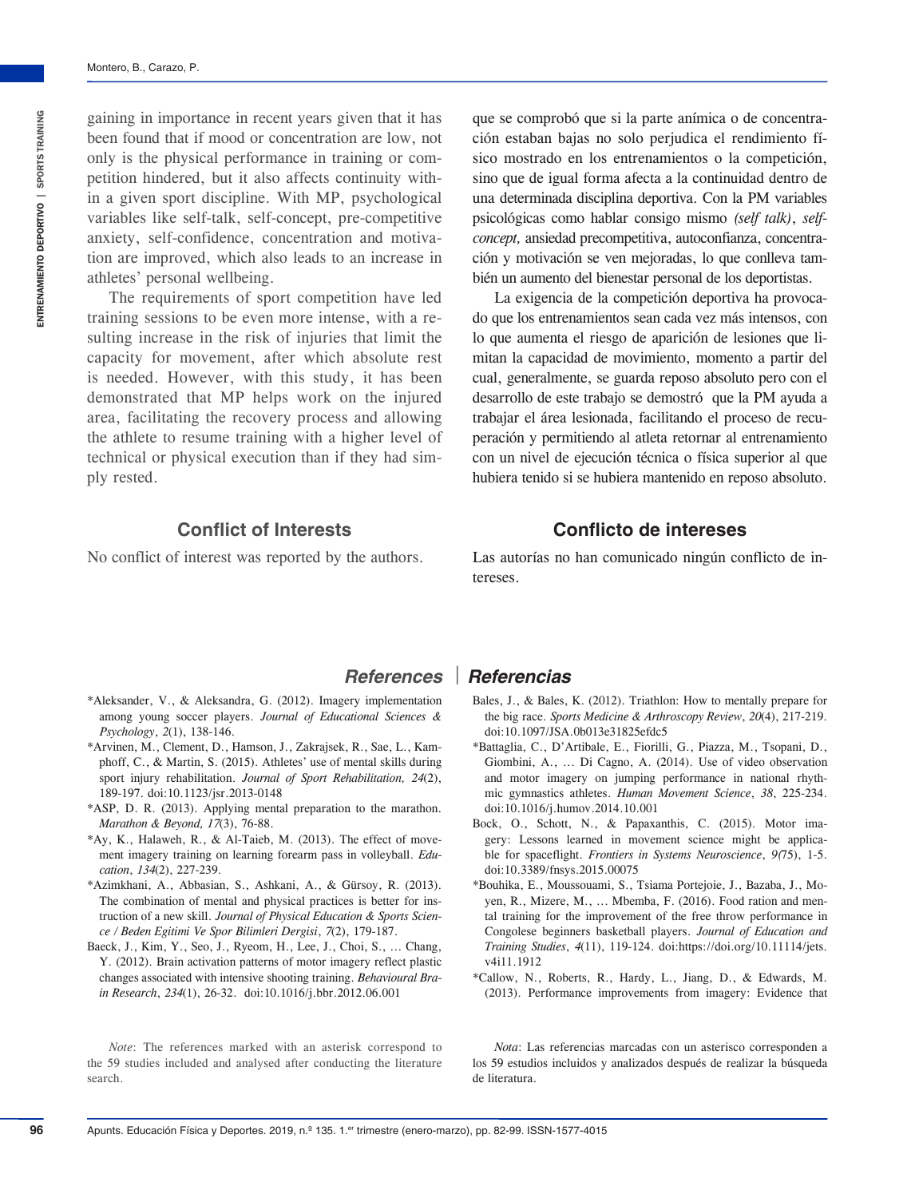gaining in importance in recent years given that it has been found that if mood or concentration are low, not only is the physical performance in training or competition hindered, but it also affects continuity within a given sport discipline. With MP, psychological variables like self-talk, self-concept, pre-competitive anxiety, self-confidence, concentration and motivation are improved, which also leads to an increase in athletes' personal wellbeing.

The requirements of sport competition have led training sessions to be even more intense, with a resulting increase in the risk of injuries that limit the capacity for movement, after which absolute rest is needed. However, with this study, it has been demonstrated that MP helps work on the injured area, facilitating the recovery process and allowing the athlete to resume training with a higher level of technical or physical execution than if they had simply rested.

que se comprobó que si la parte anímica o de concentración estaban bajas no solo perjudica el rendimiento físico mostrado en los entrenamientos o la competición, sino que de igual forma afecta a la continuidad dentro de una determinada disciplina deportiva. Con la PM variables psicológicas como hablar consigo mismo *(self talk)*, *self-concept,* ansiedad precompetitiva, autoconfianza, concentración y motivación se ven mejoradas, lo que conlleva también un aumento del bienestar personal de los deportistas.

La exigencia de la competición deportiva ha provocado que los entrenamientos sean cada vez más intensos, con lo que aumenta el riesgo de aparición de lesiones que limitan la capacidad de movimiento, momento a partir del cual, generalmente, se guarda reposo absoluto pero con el desarrollo de este trabajo se demostró que la PM ayuda a trabajar el área lesionada, facilitando el proceso de recuperación y permitiendo al atleta retornar al entrenamiento con un nivel de ejecución técnica o física superior al que hubiera tenido si se hubiera mantenido en reposo absoluto.

## Conflict of Interests

No conflict of interest was reported by the authors.

## Conflicto de intereses

Las autorías no han comunicado ningún conflicto de intereses.

## References | Referencias

*Aleksander, V., & Aleksandra, G. (2012). Imagery implementation among young soccer players. *Journal of Educational Sciences & Psychology*, *2*(1), 138-146.

*Arvinen, M., Clement, D., Hamson, J., Zakrajsek, R., Sae, L., Kamphoff, C., & Martin, S. (2015). Athletes' use of mental skills during sport injury rehabilitation. *Journal of Sport Rehabilitation, 24*(2), 189-197. doi:10.1123/jsr.2013-0148

*ASP, D. R. (2013). Applying mental preparation to the marathon. *Marathon & Beyond, 17*(3), 76-88.

*Ay, K., Halaweh, R., & Al-Taieb, M. (2013). The effect of movement imagery training on learning forearm pass in volleyball. *Education*, *134*(2), 227-239.

*Azimkhani, A., Abbasian, S., Ashkani, A., & Gürsoy, R. (2013). The combination of mental and physical practices is better for instruction of a new skill. *Journal of Physical Education & Sports Science / Beden Egitimi Ve Spor Bilimleri Dergisi*, *7*(2), 179-187.

Baeck, J., Kim, Y., Seo, J., Ryeom, H., Lee, J., Choi, S., … Chang, Y. (2012). Brain activation patterns of motor imagery reflect plastic changes associated with intensive shooting training. *Behavioural Brain Research*, *234*(1), 26-32. doi:10.1016/j.bbr.2012.06.001

Bales, J., & Bales, K. (2012). Triathlon: How to mentally prepare for the big race. *Sports Medicine & Arthroscopy Review*, *20*(4), 217-219. doi:10.1097/JSA.0b013e31825efdc5

*Battaglia, C., D'Artibale, E., Fiorilli, G., Piazza, M., Tsopani, D., Giombini, A., … Di Cagno, A. (2014). Use of video observation and motor imagery on jumping performance in national rhythmic gymnastics athletes. *Human Movement Science*, *38*, 225-234. doi:10.1016/j.humov.2014.10.001

Bock, O., Schott, N., & Papaxanthis, C. (2015). Motor imagery: Lessons learned in movement science might be applicable for spaceflight. *Frontiers in Systems Neuroscience*, *9(*75), 1-5. doi:10.3389/fnsys.2015.00075

*Bouhika, E., Moussouami, S., Tsiama Portejoie, J., Bazaba, J., Moyen, R., Mizere, M., … Mbemba, F. (2016). Food ration and mental training for the improvement of the free throw performance in Congolese beginners basketball players. *Journal of Education and Training Studies*, *4*(11), 119-124. doi:https://doi.org/10.11114/jets.v4i11.1912

*Callow, N., Roberts, R., Hardy, L., Jiang, D., & Edwards, M. (2013). Performance improvements from imagery: Evidence that

*Note*: The references marked with an asterisk correspond to the 59 studies included and analysed after conducting the literature search.

*Nota*: Las referencias marcadas con un asterisco corresponden a los 59 estudios incluidos y analizados después de realizar la búsqueda de literatura.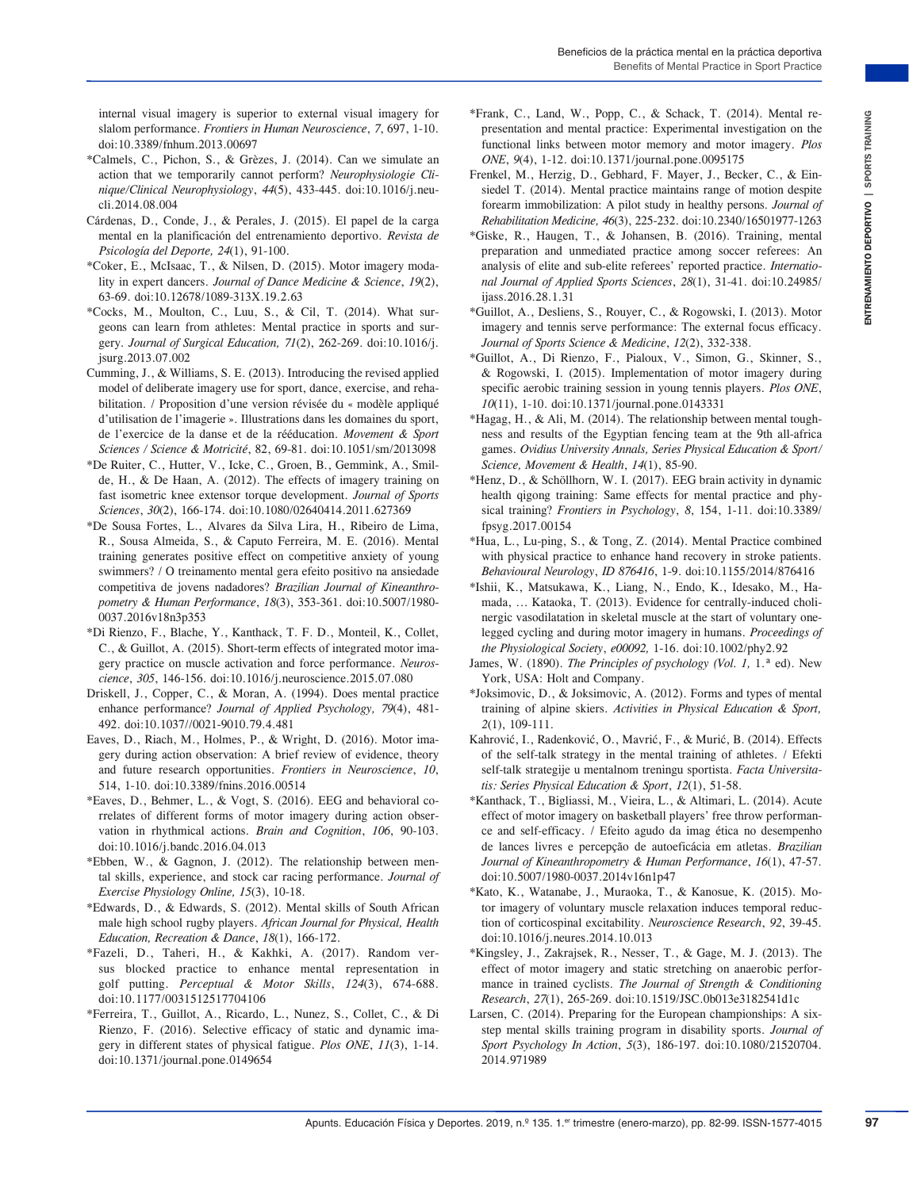internal visual imagery is superior to external visual imagery for slalom performance. *Frontiers in Human Neuroscience*, *7*, 697, 1-10. doi:10.3389/fnhum.2013.00697

*Calmels, C., Pichon, S., & Grèzes, J. (2014). Can we simulate an action that we temporarily cannot perform? *Neurophysiologie Clinique/Clinical Neurophysiology*, *44*(5), 433-445. doi:10.1016/j.neucli.2014.08.004

Cárdenas, D., Conde, J., & Perales, J. (2015). El papel de la carga mental en la planificación del entrenamiento deportivo. *Revista de Psicología del Deporte, 24*(1), 91-100.

*Coker, E., McIsaac, T., & Nilsen, D. (2015). Motor imagery modality in expert dancers. *Journal of Dance Medicine & Science*, *19*(2), 63-69. doi:10.12678/1089-313X.19.2.63

*Cocks, M., Moulton, C., Luu, S., & Cil, T. (2014). What surgeons can learn from athletes: Mental practice in sports and surgery. *Journal of Surgical Education, 71*(2), 262-269. doi:10.1016/j.jsurg.2013.07.002

Cumming, J., & Williams, S. E. (2013). Introducing the revised applied model of deliberate imagery use for sport, dance, exercise, and rehabilitation. / Proposition d'une version révisée du « modèle appliqué d'utilisation de l'imagerie ». Illustrations dans les domaines du sport, de l'exercice de la danse et de la rééducation. *Movement & Sport Sciences / Science & Motricité*, 82, 69-81. doi:10.1051/sm/2013098

*De Ruiter, C., Hutter, V., Icke, C., Groen, B., Gemmink, A., Smilde, H., & De Haan, A. (2012). The effects of imagery training on fast isometric knee extensor torque development. *Journal of Sports Sciences*, *30*(2), 166-174. doi:10.1080/02640414.2011.627369

*De Sousa Fortes, L., Alvares da Silva Lira, H., Ribeiro de Lima, R., Sousa Almeida, S., & Caputo Ferreira, M. E. (2016). Mental training generates positive effect on competitive anxiety of young swimmers? / O treinamento mental gera efeito positivo na ansiedade competitiva de jovens nadadores? *Brazilian Journal of Kineanthropometry & Human Performance*, *18*(3), 353-361. doi:10.5007/1980-0037.2016v18n3p353

*Di Rienzo, F., Blache, Y., Kanthack, T. F. D., Monteil, K., Collet, C., & Guillot, A. (2015). Short-term effects of integrated motor imagery practice on muscle activation and force performance. *Neuroscience*, *305*, 146-156. doi:10.1016/j.neuroscience.2015.07.080

Driskell, J., Copper, C., & Moran, A. (1994). Does mental practice enhance performance? *Journal of Applied Psychology, 79*(4), 481-492. doi:10.1037//0021-9010.79.4.481

Eaves, D., Riach, M., Holmes, P., & Wright, D. (2016). Motor imagery during action observation: A brief review of evidence, theory and future research opportunities. *Frontiers in Neuroscience*, *10*, 514, 1-10. doi:10.3389/fnins.2016.00514

*Eaves, D., Behmer, L., & Vogt, S. (2016). EEG and behavioral correlates of different forms of motor imagery during action observation in rhythmical actions. *Brain and Cognition*, *106*, 90-103. doi:10.1016/j.bandc.2016.04.013

*Ebben, W., & Gagnon, J. (2012). The relationship between mental skills, experience, and stock car racing performance. *Journal of Exercise Physiology Online, 15*(3), 10-18.

*Edwards, D., & Edwards, S. (2012). Mental skills of South African male high school rugby players. *African Journal for Physical, Health Education, Recreation & Dance*, *18*(1), 166-172.

*Fazeli, D., Taheri, H., & Kakhki, A. (2017). Random versus blocked practice to enhance mental representation in golf putting. *Perceptual & Motor Skills*, *124*(3), 674-688. doi:10.1177/0031512517704106

*Ferreira, T., Guillot, A., Ricardo, L., Nunez, S., Collet, C., & Di Rienzo, F. (2016). Selective efficacy of static and dynamic imagery in different states of physical fatigue. *Plos ONE*, *11*(3), 1-14. doi:10.1371/journal.pone.0149654

*Frank, C., Land, W., Popp, C., & Schack, T. (2014). Mental representation and mental practice: Experimental investigation on the functional links between motor memory and motor imagery. *Plos ONE*, *9*(4), 1-12. doi:10.1371/journal.pone.0095175

Frenkel, M., Herzig, D., Gebhard, F. Mayer, J., Becker, C., & Einsiedel T. (2014). Mental practice maintains range of motion despite forearm immobilization: A pilot study in healthy persons. *Journal of Rehabilitation Medicine, 46*(3), 225-232. doi:10.2340/16501977-1263

*Giske, R., Haugen, T., & Johansen, B. (2016). Training, mental preparation and unmediated practice among soccer referees: An analysis of elite and sub-elite referees' reported practice. *International Journal of Applied Sports Sciences*, *28*(1), 31-41. doi:10.24985/ijass.2016.28.1.31

*Guillot, A., Desliens, S., Rouyer, C., & Rogowski, I. (2013). Motor imagery and tennis serve performance: The external focus efficacy. *Journal of Sports Science & Medicine*, *12*(2), 332-338.

*Guillot, A., Di Rienzo, F., Pialoux, V., Simon, G., Skinner, S., & Rogowski, I. (2015). Implementation of motor imagery during specific aerobic training session in young tennis players. *Plos ONE*, *10*(11), 1-10. doi:10.1371/journal.pone.0143331

*Hagag, H., & Ali, M. (2014). The relationship between mental toughness and results of the Egyptian fencing team at the 9th all-africa games. *Ovidius University Annals, Series Physical Education & Sport/ Science, Movement & Health*, *14*(1), 85-90.

*Henz, D., & Schöllhorn, W. I. (2017). EEG brain activity in dynamic health qigong training: Same effects for mental practice and physical training? *Frontiers in Psychology*, *8*, 154, 1-11. doi:10.3389/fpsyg.2017.00154

*Hua, L., Lu-ping, S., & Tong, Z. (2014). Mental Practice combined with physical practice to enhance hand recovery in stroke patients. *Behavioural Neurology*, *ID 876416*, 1-9. doi:10.1155/2014/876416

*Ishii, K., Matsukawa, K., Liang, N., Endo, K., Idesako, M., Hamada, … Kataoka, T. (2013). Evidence for centrally-induced cholinergic vasodilatation in skeletal muscle at the start of voluntary one-legged cycling and during motor imagery in humans. *Proceedings of the Physiological Society*, *e00092,* 1-16. doi:10.1002/phy2.92

James, W. (1890). *The Principles of psychology (Vol. 1,* 1.ª ed). New York, USA: Holt and Company.

*Joksimovic, D., & Joksimovic, A. (2012). Forms and types of mental training of alpine skiers. *Activities in Physical Education & Sport, 2*(1), 109-111.

Kahrović, I., Radenković, O., Mavrić, F., & Murić, B. (2014). Effects of the self-talk strategy in the mental training of athletes. / Efekti self-talk strategije u mentalnom treningu sportista. *Facta Universitatis: Series Physical Education & Sport*, *12*(1), 51-58.

*Kanthack, T., Bigliassi, M., Vieira, L., & Altimari, L. (2014). Acute effect of motor imagery on basketball players' free throw performance and self-efficacy. / Efeito agudo da imag ética no desempenho de lances livres e percepção de autoeficácia em atletas. *Brazilian Journal of Kineanthropometry & Human Performance*, *16*(1), 47-57. doi:10.5007/1980-0037.2014v16n1p47

*Kato, K., Watanabe, J., Muraoka, T., & Kanosue, K. (2015). Motor imagery of voluntary muscle relaxation induces temporal reduction of corticospinal excitability. *Neuroscience Research*, *92*, 39-45. doi:10.1016/j.neures.2014.10.013

*Kingsley, J., Zakrajsek, R., Nesser, T., & Gage, M. J. (2013). The effect of motor imagery and static stretching on anaerobic performance in trained cyclists. *The Journal of Strength & Conditioning Research*, *27*(1), 265-269. doi:10.1519/JSC.0b013e3182541d1c

Larsen, C. (2014). Preparing for the European championships: A six-step mental skills training program in disability sports. *Journal of Sport Psychology In Action*, *5*(3), 186-197. doi:10.1080/21520704.2014.971989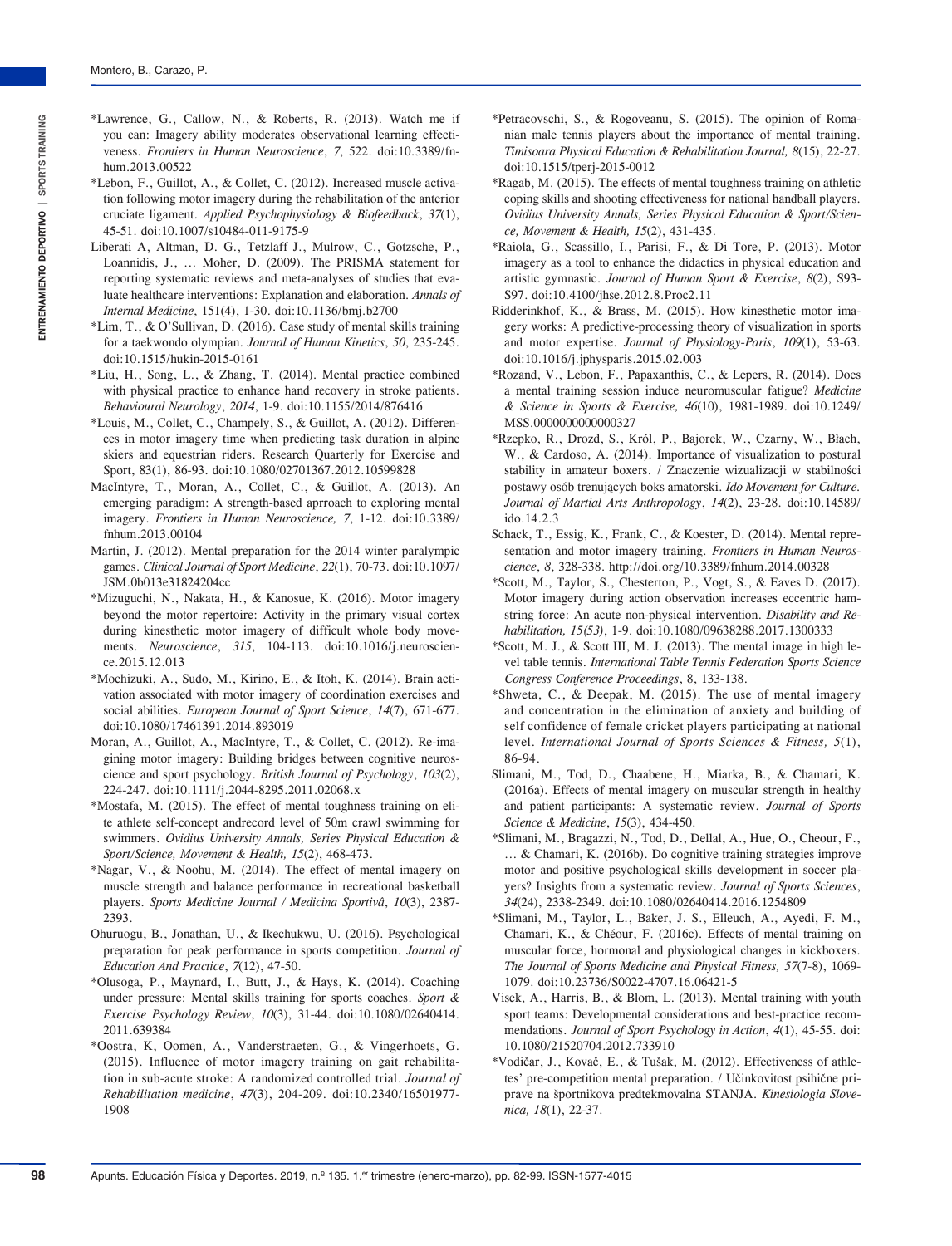*Lawrence, G., Callow, N., & Roberts, R. (2013). Watch me if you can: Imagery ability moderates observational learning effectiveness. *Frontiers in Human Neuroscience*, *7*, 522. doi:10.3389/fnhum.2013.00522

*Lebon, F., Guillot, A., & Collet, C. (2012). Increased muscle activation following motor imagery during the rehabilitation of the anterior cruciate ligament. *Applied Psychophysiology & Biofeedback*, *37*(1), 45-51. doi:10.1007/s10484-011-9175-9

Liberati A, Altman, D. G., Tetzlaff J., Mulrow, C., Gotzsche, P., Loannidis, J., … Moher, D. (2009). The PRISMA statement for reporting systematic reviews and meta-analyses of studies that evaluate healthcare interventions: Explanation and elaboration. *Annals of Internal Medicine*, 151(4), 1-30. doi:10.1136/bmj.b2700

*Lim, T., & O'Sullivan, D. (2016). Case study of mental skills training for a taekwondo olympian. *Journal of Human Kinetics*, *50*, 235-245. doi:10.1515/hukin-2015-0161

*Liu, H., Song, L., & Zhang, T. (2014). Mental practice combined with physical practice to enhance hand recovery in stroke patients. *Behavioural Neurology*, *2014*, 1-9. doi:10.1155/2014/876416

*Louis, M., Collet, C., Champely, S., & Guillot, A. (2012). Differences in motor imagery time when predicting task duration in alpine skiers and equestrian riders. Research Quarterly for Exercise and Sport, 83(1), 86-93. doi:10.1080/02701367.2012.10599828

MacIntyre, T., Moran, A., Collet, C., & Guillot, A. (2013). An emerging paradigm: A strength-based aprroach to exploring mental imagery. *Frontiers in Human Neuroscience, 7*, 1-12. doi:10.3389/fnhum.2013.00104

Martin, J. (2012). Mental preparation for the 2014 winter paralympic games. *Clinical Journal of Sport Medicine*, *22*(1), 70-73. doi:10.1097/JSM.0b013e31824204cc

*Mizuguchi, N., Nakata, H., & Kanosue, K. (2016). Motor imagery beyond the motor repertoire: Activity in the primary visual cortex during kinesthetic motor imagery of difficult whole body movements. *Neuroscience*, *315*, 104-113. doi:10.1016/j.neuroscience.2015.12.013

*Mochizuki, A., Sudo, M., Kirino, E., & Itoh, K. (2014). Brain activation associated with motor imagery of coordination exercises and social abilities. *European Journal of Sport Science*, *14*(7), 671-677. doi:10.1080/17461391.2014.893019

Moran, A., Guillot, A., MacIntyre, T., & Collet, C. (2012). Re-imagining motor imagery: Building bridges between cognitive neuroscience and sport psychology. *British Journal of Psychology*, *103*(2), 224-247. doi:10.1111/j.2044-8295.2011.02068.x

*Mostafa, M. (2015). The effect of mental toughness training on elite athlete self-concept andrecord level of 50m crawl swimming for swimmers. *Ovidius University Annals, Series Physical Education & Sport/Science, Movement & Health, 15*(2), 468-473.

*Nagar, V., & Noohu, M. (2014). The effect of mental imagery on muscle strength and balance performance in recreational basketball players. *Sports Medicine Journal / Medicina Sportivâ*, *10*(3), 2387-2393.

Ohuruogu, B., Jonathan, U., & Ikechukwu, U. (2016). Psychological preparation for peak performance in sports competition. *Journal of Education And Practice*, *7*(12), 47-50.

*Olusoga, P., Maynard, I., Butt, J., & Hays, K. (2014). Coaching under pressure: Mental skills training for sports coaches. *Sport & Exercise Psychology Review*, *10*(3), 31-44. doi:10.1080/02640414.2011.639384

*Oostra, K, Oomen, A., Vanderstraeten, G., & Vingerhoets, G. (2015). Influence of motor imagery training on gait rehabilitation in sub-acute stroke: A randomized controlled trial. *Journal of Rehabilitation medicine*, *47*(3), 204-209. doi:10.2340/16501977-1908

*Petracovschi, S., & Rogoveanu, S. (2015). The opinion of Romanian male tennis players about the importance of mental training. *Timisoara Physical Education & Rehabilitation Journal, 8*(15), 22-27. doi:10.1515/tperj-2015-0012

*Ragab, M. (2015). The effects of mental toughness training on athletic coping skills and shooting effectiveness for national handball players. *Ovidius University Annals, Series Physical Education & Sport/Science, Movement & Health, 15*(2), 431-435.

*Raiola, G., Scassillo, I., Parisi, F., & Di Tore, P. (2013). Motor imagery as a tool to enhance the didactics in physical education and artistic gymnastic. *Journal of Human Sport & Exercise*, *8*(2), S93-S97. doi:10.4100/jhse.2012.8.Proc2.11

Ridderinkhof, K., & Brass, M. (2015). How kinesthetic motor imagery works: A predictive-processing theory of visualization in sports and motor expertise. *Journal of Physiology-Paris*, *109*(1), 53-63. doi:10.1016/j.jphysparis.2015.02.003

*Rozand, V., Lebon, F., Papaxanthis, C., & Lepers, R. (2014). Does a mental training session induce neuromuscular fatigue? *Medicine & Science in Sports & Exercise, 46*(10), 1981-1989. doi:10.1249/MSS.0000000000000327

*Rzepko, R., Drozd, S., Król, P., Bajorek, W., Czarny, W., Błach, W., & Cardoso, A. (2014). Importance of visualization to postural stability in amateur boxers. / Znaczenie wizualizacji w stabilności postawy osób trenujących boks amatorski. *Ido Movement for Culture. Journal of Martial Arts Anthropology*, *14*(2), 23-28. doi:10.14589/ido.14.2.3

Schack, T., Essig, K., Frank, C., & Koester, D. (2014). Mental representation and motor imagery training. *Frontiers in Human Neuroscience*, *8*, 328-338. http://doi.org/10.3389/fnhum.2014.00328

*Scott, M., Taylor, S., Chesterton, P., Vogt, S., & Eaves D. (2017). Motor imagery during action observation increases eccentric hamstring force: An acute non-physical intervention. *Disability and Rehabilitation, 15(53)*, 1-9. doi:10.1080/09638288.2017.1300333

*Scott, M. J., & Scott III, M. J. (2013). The mental image in high level table tennis. *International Table Tennis Federation Sports Science Congress Conference Proceedings*, 8, 133-138.

*Shweta, C., & Deepak, M. (2015). The use of mental imagery and concentration in the elimination of anxiety and building of self confidence of female cricket players participating at national level. *International Journal of Sports Sciences & Fitness, 5*(1), 86-94.

Slimani, M., Tod, D., Chaabene, H., Miarka, B., & Chamari, K. (2016a). Effects of mental imagery on muscular strength in healthy and patient participants: A systematic review. *Journal of Sports Science & Medicine*, *15*(3), 434-450.

*Slimani, M., Bragazzi, N., Tod, D., Dellal, A., Hue, O., Cheour, F., … & Chamari, K. (2016b). Do cognitive training strategies improve motor and positive psychological skills development in soccer players? Insights from a systematic review. *Journal of Sports Sciences*, *34*(24), 2338-2349. doi:10.1080/02640414.2016.1254809

*Slimani, M., Taylor, L., Baker, J. S., Elleuch, A., Ayedi, F. M., Chamari, K., & Chéour, F. (2016c). Effects of mental training on muscular force, hormonal and physiological changes in kickboxers. *The Journal of Sports Medicine and Physical Fitness, 57*(7-8), 1069-1079. doi:10.23736/S0022-4707.16.06421-5

Visek, A., Harris, B., & Blom, L. (2013). Mental training with youth sport teams: Developmental considerations and best-practice recommendations. *Journal of Sport Psychology in Action*, *4*(1), 45-55. doi:10.1080/21520704.2012.733910

*Vodičar, J., Kovač, E., & Tušak, M. (2012). Effectiveness of athletes' pre-competition mental preparation. / Učinkovitost psihične priprave na športnikova predtekmovalna STANJA. *Kinesiologia Slovenica, 18*(1), 22-37.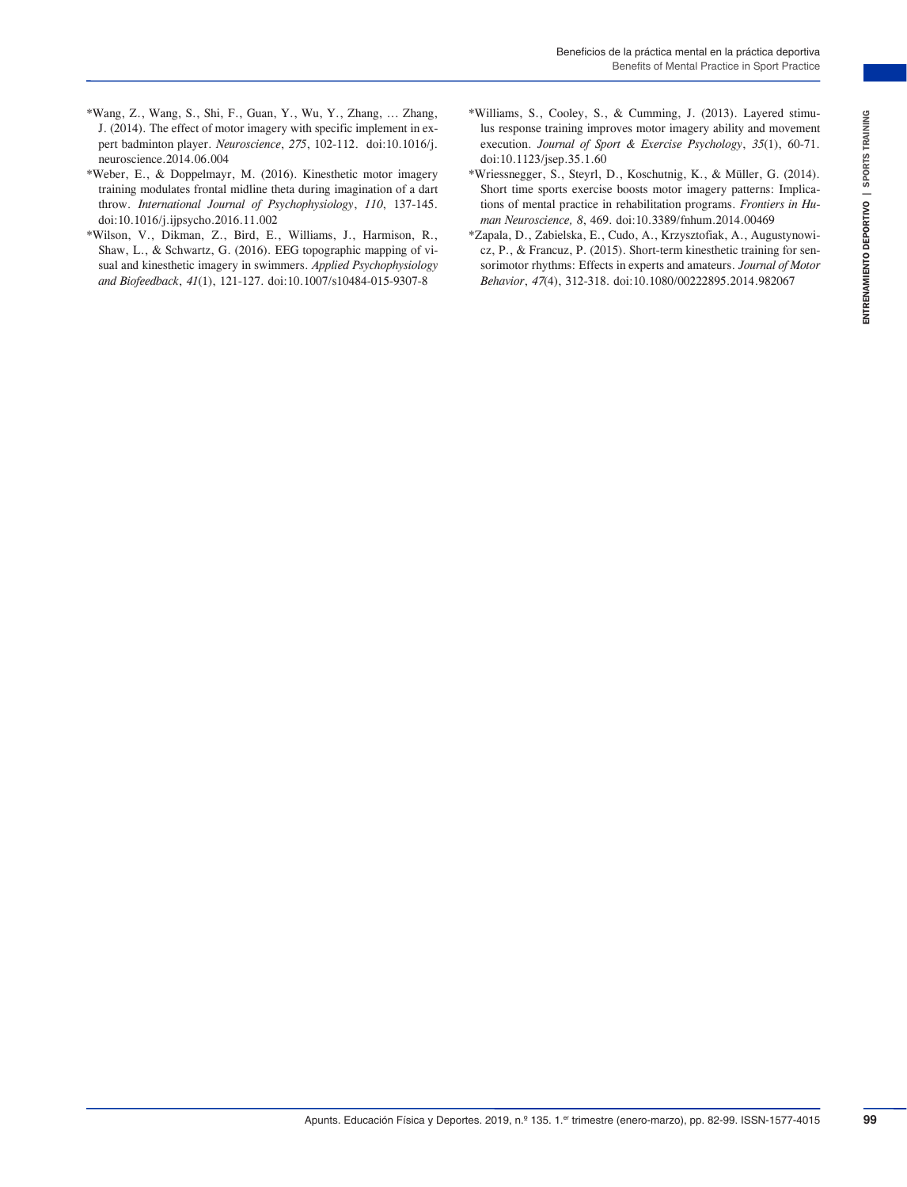*Wang, Z., Wang, S., Shi, F., Guan, Y., Wu, Y., Zhang, … Zhang, J. (2014). The effect of motor imagery with specific implement in expert badminton player. *Neuroscience*, *275*, 102-112. doi:10.1016/j.neuroscience.2014.06.004

*Weber, E., & Doppelmayr, M. (2016). Kinesthetic motor imagery training modulates frontal midline theta during imagination of a dart throw. *International Journal of Psychophysiology*, *110*, 137-145. doi:10.1016/j.ijpsycho.2016.11.002

*Wilson, V., Dikman, Z., Bird, E., Williams, J., Harmison, R., Shaw, L., & Schwartz, G. (2016). EEG topographic mapping of visual and kinesthetic imagery in swimmers. *Applied Psychophysiology and Biofeedback*, *41*(1), 121-127. doi:10.1007/s10484-015-9307-8

*Williams, S., Cooley, S., & Cumming, J. (2013). Layered stimulus response training improves motor imagery ability and movement execution. *Journal of Sport & Exercise Psychology*, *35*(1), 60-71. doi:10.1123/jsep.35.1.60

*Wriessnegger, S., Steyrl, D., Koschutnig, K., & Müller, G. (2014). Short time sports exercise boosts motor imagery patterns: Implications of mental practice in rehabilitation programs. *Frontiers in Human Neuroscience, 8*, 469. doi:10.3389/fnhum.2014.00469

*Zapala, D., Zabielska, E., Cudo, A., Krzysztofiak, A., Augustynowicz, P., & Francuz, P. (2015). Short-term kinesthetic training for sensorimotor rhythms: Effects in experts and amateurs. *Journal of Motor Behavior*, *47*(4), 312-318. doi:10.1080/00222895.2014.982067